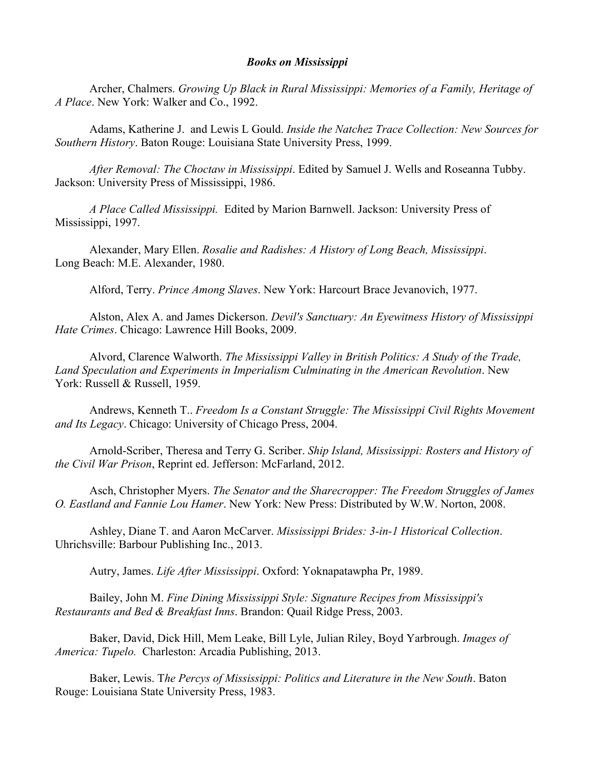***Books on Mississippi***

Archer, Chalmers. *Growing Up Black in Rural Mississippi: Memories of a Family, Heritage of A Place*. New York: Walker and Co., 1992.

Adams, Katherine J. and Lewis L Gould. *Inside the Natchez Trace Collection: New Sources for Southern History*. Baton Rouge: Louisiana State University Press, 1999.

*After Removal: The Choctaw in Mississippi*. Edited by Samuel J. Wells and Roseanna Tubby. Jackson: University Press of Mississippi, 1986.

*A Place Called Mississippi.* Edited by Marion Barnwell. Jackson: University Press of Mississippi, 1997.

Alexander, Mary Ellen. *Rosalie and Radishes: A History of Long Beach, Mississippi*. Long Beach: M.E. Alexander, 1980.

Alford, Terry. *Prince Among Slaves*. New York: Harcourt Brace Jevanovich, 1977.

Alston, Alex A. and James Dickerson. *Devil's Sanctuary: An Eyewitness History of Mississippi Hate Crimes*. Chicago: Lawrence Hill Books, 2009.

Alvord, Clarence Walworth. *The Mississippi Valley in British Politics: A Study of the Trade, Land Speculation and Experiments in Imperialism Culminating in the American Revolution*. New York: Russell & Russell, 1959.

Andrews, Kenneth T.. *Freedom Is a Constant Struggle: The Mississippi Civil Rights Movement and Its Legacy*. Chicago: University of Chicago Press, 2004.

Arnold-Scriber, Theresa and Terry G. Scriber. *Ship Island, Mississippi: Rosters and History of the Civil War Prison*, Reprint ed. Jefferson: McFarland, 2012.

Asch, Christopher Myers. *The Senator and the Sharecropper: The Freedom Struggles of James O. Eastland and Fannie Lou Hamer*. New York: New Press: Distributed by W.W. Norton, 2008.

Ashley, Diane T. and Aaron McCarver. *Mississippi Brides: 3-in-1 Historical Collection*. Uhrichsville: Barbour Publishing Inc., 2013.

Autry, James. *Life After Mississippi*. Oxford: Yoknapatawpha Pr, 1989.

Bailey, John M. *Fine Dining Mississippi Style: Signature Recipes from Mississippi's Restaurants and Bed & Breakfast Inns*. Brandon: Quail Ridge Press, 2003.

Baker, David, Dick Hill, Mem Leake, Bill Lyle, Julian Riley, Boyd Yarbrough. *Images of America: Tupelo.* Charleston: Arcadia Publishing, 2013.

Baker, Lewis. T*he Percys of Mississippi: Politics and Literature in the New South*. Baton Rouge: Louisiana State University Press, 1983.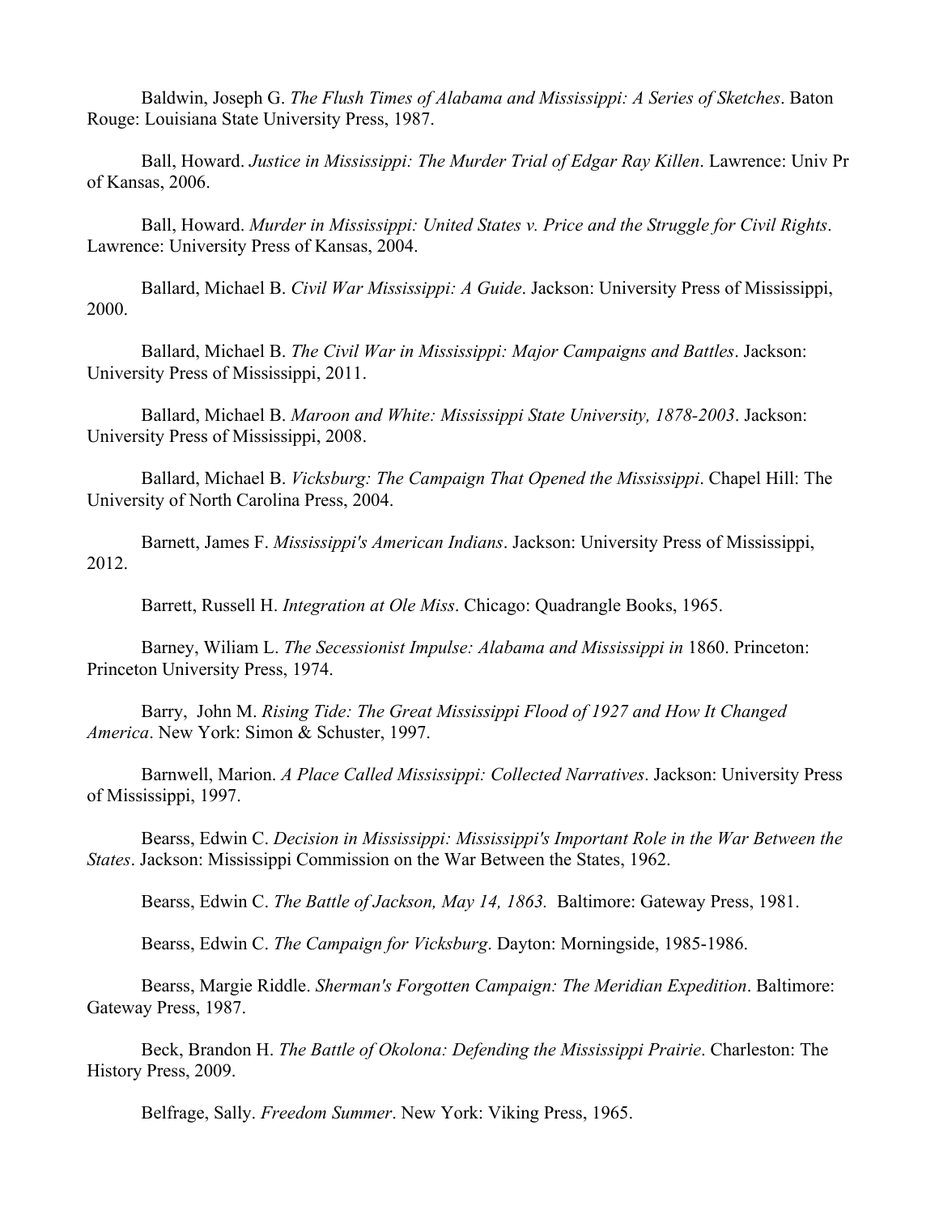Baldwin, Joseph G. *The Flush Times of Alabama and Mississippi: A Series of Sketches*. Baton Rouge: Louisiana State University Press, 1987.

Ball, Howard. *Justice in Mississippi: The Murder Trial of Edgar Ray Killen*. Lawrence: Univ Pr of Kansas, 2006.

Ball, Howard. *Murder in Mississippi: United States v. Price and the Struggle for Civil Rights*. Lawrence: University Press of Kansas, 2004.

Ballard, Michael B. *Civil War Mississippi: A Guide*. Jackson: University Press of Mississippi, 2000.

Ballard, Michael B. *The Civil War in Mississippi: Major Campaigns and Battles*. Jackson: University Press of Mississippi, 2011.

Ballard, Michael B. *Maroon and White: Mississippi State University, 1878-2003*. Jackson: University Press of Mississippi, 2008.

Ballard, Michael B. *Vicksburg: The Campaign That Opened the Mississippi*. Chapel Hill: The University of North Carolina Press, 2004.

Barnett, James F. *Mississippi's American Indians*. Jackson: University Press of Mississippi, 2012.

Barrett, Russell H. *Integration at Ole Miss*. Chicago: Quadrangle Books, 1965.

Barney, Wiliam L. *The Secessionist Impulse: Alabama and Mississippi in* 1860. Princeton: Princeton University Press, 1974.

Barry, John M. *Rising Tide: The Great Mississippi Flood of 1927 and How It Changed America*. New York: Simon & Schuster, 1997.

Barnwell, Marion. *A Place Called Mississippi: Collected Narratives*. Jackson: University Press of Mississippi, 1997.

Bearss, Edwin C. *Decision in Mississippi: Mississippi's Important Role in the War Between the States*. Jackson: Mississippi Commission on the War Between the States, 1962.

Bearss, Edwin C. *The Battle of Jackson, May 14, 1863.* Baltimore: Gateway Press, 1981.

Bearss, Edwin C. *The Campaign for Vicksburg*. Dayton: Morningside, 1985-1986.

Bearss, Margie Riddle. *Sherman's Forgotten Campaign: The Meridian Expedition*. Baltimore: Gateway Press, 1987.

Beck, Brandon H. *The Battle of Okolona: Defending the Mississippi Prairie*. Charleston: The History Press, 2009.

Belfrage, Sally. *Freedom Summer*. New York: Viking Press, 1965.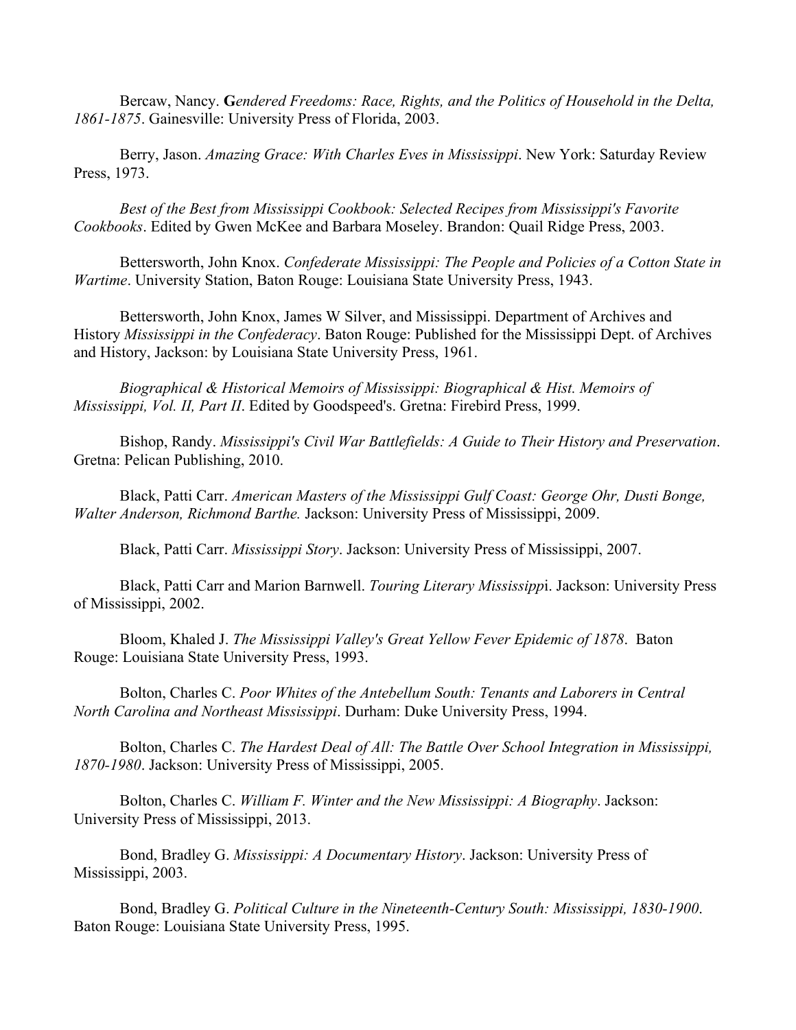Bercaw, Nancy. **G***endered Freedoms: Race, Rights, and the Politics of Household in the Delta, 1861-1875*. Gainesville: University Press of Florida, 2003.

Berry, Jason. *Amazing Grace: With Charles Eves in Mississippi*. New York: Saturday Review Press, 1973.

*Best of the Best from Mississippi Cookbook: Selected Recipes from Mississippi's Favorite Cookbooks*. Edited by Gwen McKee and Barbara Moseley. Brandon: Quail Ridge Press, 2003.

Bettersworth, John Knox. *Confederate Mississippi: The People and Policies of a Cotton State in Wartime*. University Station, Baton Rouge: Louisiana State University Press, 1943.

Bettersworth, John Knox, James W Silver, and Mississippi. Department of Archives and History *Mississippi in the Confederacy*. Baton Rouge: Published for the Mississippi Dept. of Archives and History, Jackson: by Louisiana State University Press, 1961.

*Biographical & Historical Memoirs of Mississippi: Biographical & Hist. Memoirs of Mississippi, Vol. II, Part II*. Edited by Goodspeed's. Gretna: Firebird Press, 1999.

Bishop, Randy. *Mississippi's Civil War Battlefields: A Guide to Their History and Preservation*. Gretna: Pelican Publishing, 2010.

Black, Patti Carr. *American Masters of the Mississippi Gulf Coast: George Ohr, Dusti Bonge, Walter Anderson, Richmond Barthe.* Jackson: University Press of Mississippi, 2009.

Black, Patti Carr. *Mississippi Story*. Jackson: University Press of Mississippi, 2007.

Black, Patti Carr and Marion Barnwell. *Touring Literary Mississipp*i. Jackson: University Press of Mississippi, 2002.

Bloom, Khaled J. *The Mississippi Valley's Great Yellow Fever Epidemic of 1878*. Baton Rouge: Louisiana State University Press, 1993.

Bolton, Charles C. *Poor Whites of the Antebellum South: Tenants and Laborers in Central North Carolina and Northeast Mississippi*. Durham: Duke University Press, 1994.

Bolton, Charles C. *The Hardest Deal of All: The Battle Over School Integration in Mississippi, 1870-1980*. Jackson: University Press of Mississippi, 2005.

Bolton, Charles C. *William F. Winter and the New Mississippi: A Biography*. Jackson: University Press of Mississippi, 2013.

Bond, Bradley G. *Mississippi: A Documentary History*. Jackson: University Press of Mississippi, 2003.

Bond, Bradley G. *Political Culture in the Nineteenth-Century South: Mississippi, 1830-1900*. Baton Rouge: Louisiana State University Press, 1995.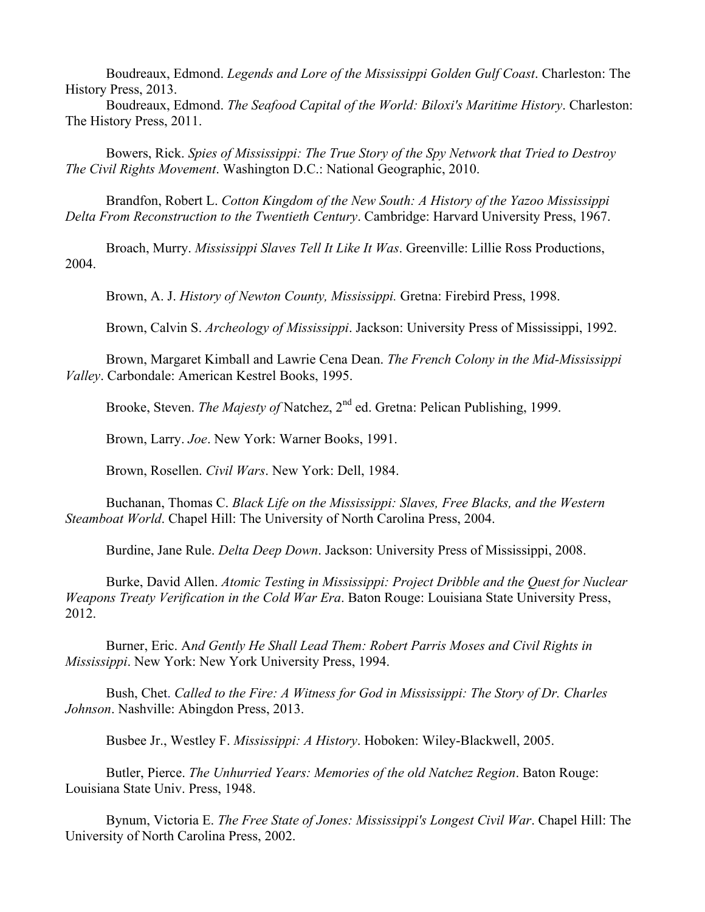Boudreaux, Edmond. *Legends and Lore of the Mississippi Golden Gulf Coast*. Charleston: The History Press, 2013.

Boudreaux, Edmond. *The Seafood Capital of the World: Biloxi's Maritime History*. Charleston: The History Press, 2011.

Bowers, Rick. *Spies of Mississippi: The True Story of the Spy Network that Tried to Destroy The Civil Rights Movement*. Washington D.C.: National Geographic, 2010.

Brandfon, Robert L. *Cotton Kingdom of the New South: A History of the Yazoo Mississippi Delta From Reconstruction to the Twentieth Century*. Cambridge: Harvard University Press, 1967.

Broach, Murry. *Mississippi Slaves Tell It Like It Was*. Greenville: Lillie Ross Productions, 2004.

Brown, A. J. *History of Newton County, Mississippi.* Gretna: Firebird Press, 1998.

Brown, Calvin S. *Archeology of Mississippi*. Jackson: University Press of Mississippi, 1992.

Brown, Margaret Kimball and Lawrie Cena Dean. *The French Colony in the Mid-Mississippi Valley*. Carbondale: American Kestrel Books, 1995.

Brooke, Steven. *The Majesty of* Natchez, 2nd ed. Gretna: Pelican Publishing, 1999.

Brown, Larry. *Joe*. New York: Warner Books, 1991.

Brown, Rosellen. *Civil Wars*. New York: Dell, 1984.

Buchanan, Thomas C. *Black Life on the Mississippi: Slaves, Free Blacks, and the Western Steamboat World*. Chapel Hill: The University of North Carolina Press, 2004.

Burdine, Jane Rule. *Delta Deep Down*. Jackson: University Press of Mississippi, 2008.

Burke, David Allen. *Atomic Testing in Mississippi: Project Dribble and the Quest for Nuclear Weapons Treaty Verification in the Cold War Era*. Baton Rouge: Louisiana State University Press, 2012.

Burner, Eric. A*nd Gently He Shall Lead Them: Robert Parris Moses and Civil Rights in Mississippi*. New York: New York University Press, 1994.

Bush, Chet. *Called to the Fire: A Witness for God in Mississippi: The Story of Dr. Charles Johnson*. Nashville: Abingdon Press, 2013.

Busbee Jr., Westley F. *Mississippi: A History*. Hoboken: Wiley-Blackwell, 2005.

Butler, Pierce. *The Unhurried Years: Memories of the old Natchez Region*. Baton Rouge: Louisiana State Univ. Press, 1948.

Bynum, Victoria E. *The Free State of Jones: Mississippi's Longest Civil War*. Chapel Hill: The University of North Carolina Press, 2002.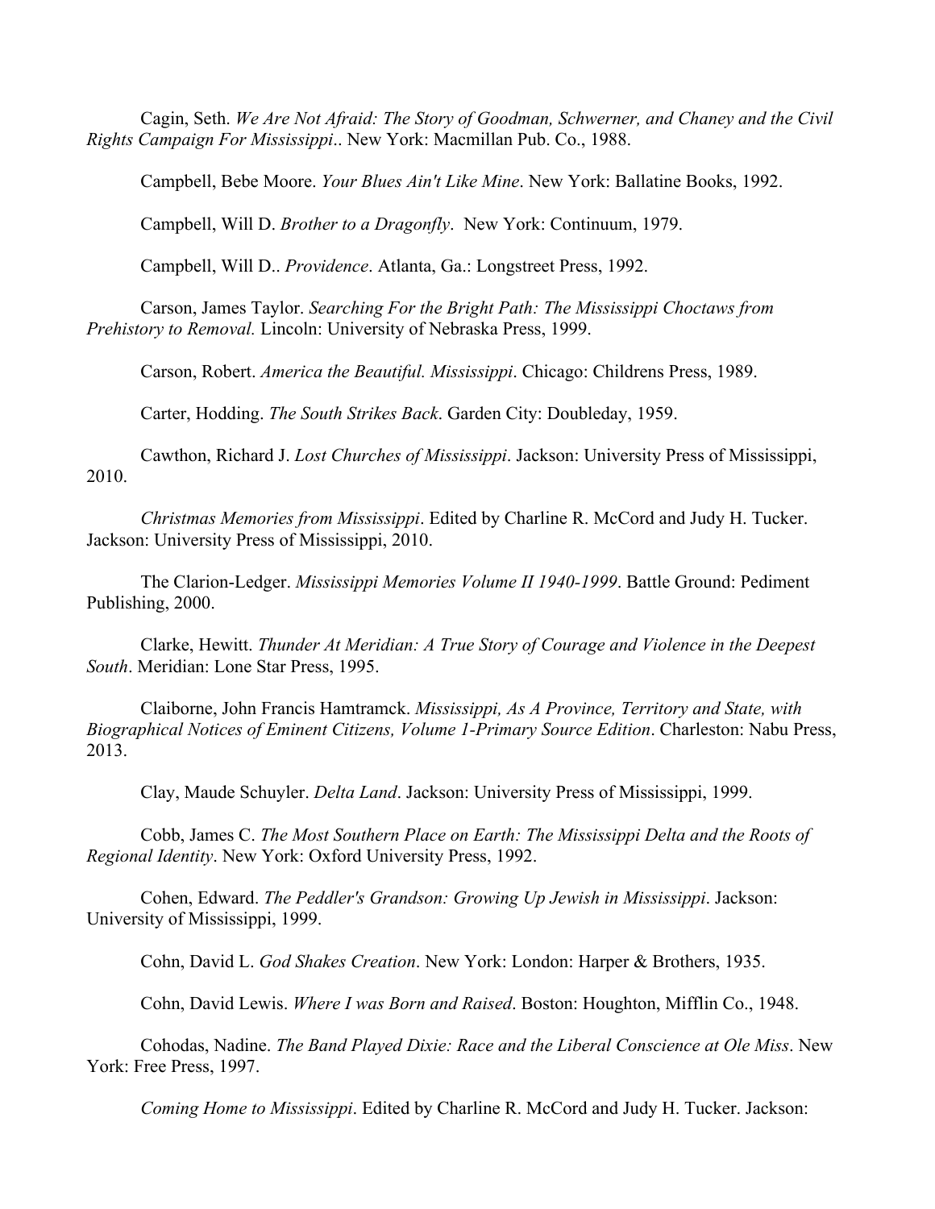Cagin, Seth. *We Are Not Afraid: The Story of Goodman, Schwerner, and Chaney and the Civil Rights Campaign For Mississippi*.. New York: Macmillan Pub. Co., 1988.

Campbell, Bebe Moore. *Your Blues Ain't Like Mine*. New York: Ballatine Books, 1992.

Campbell, Will D. *Brother to a Dragonfly*. New York: Continuum, 1979.

Campbell, Will D.. *Providence*. Atlanta, Ga.: Longstreet Press, 1992.

Carson, James Taylor. *Searching For the Bright Path: The Mississippi Choctaws from Prehistory to Removal.* Lincoln: University of Nebraska Press, 1999.

Carson, Robert. *America the Beautiful. Mississippi*. Chicago: Childrens Press, 1989.

Carter, Hodding. *The South Strikes Back*. Garden City: Doubleday, 1959.

Cawthon, Richard J. *Lost Churches of Mississippi*. Jackson: University Press of Mississippi, 2010.

*Christmas Memories from Mississippi*. Edited by Charline R. McCord and Judy H. Tucker. Jackson: University Press of Mississippi, 2010.

The Clarion-Ledger. *Mississippi Memories Volume II 1940-1999*. Battle Ground: Pediment Publishing, 2000.

Clarke, Hewitt. *Thunder At Meridian: A True Story of Courage and Violence in the Deepest South*. Meridian: Lone Star Press, 1995.

Claiborne, John Francis Hamtramck. *Mississippi, As A Province, Territory and State, with Biographical Notices of Eminent Citizens, Volume 1-Primary Source Edition*. Charleston: Nabu Press, 2013.

Clay, Maude Schuyler. *Delta Land*. Jackson: University Press of Mississippi, 1999.

Cobb, James C. *The Most Southern Place on Earth: The Mississippi Delta and the Roots of Regional Identity*. New York: Oxford University Press, 1992.

Cohen, Edward. *The Peddler's Grandson: Growing Up Jewish in Mississippi*. Jackson: University of Mississippi, 1999.

Cohn, David L. *God Shakes Creation*. New York: London: Harper & Brothers, 1935.

Cohn, David Lewis. *Where I was Born and Raised*. Boston: Houghton, Mifflin Co., 1948.

Cohodas, Nadine. *The Band Played Dixie: Race and the Liberal Conscience at Ole Miss*. New York: Free Press, 1997.

*Coming Home to Mississippi*. Edited by Charline R. McCord and Judy H. Tucker. Jackson: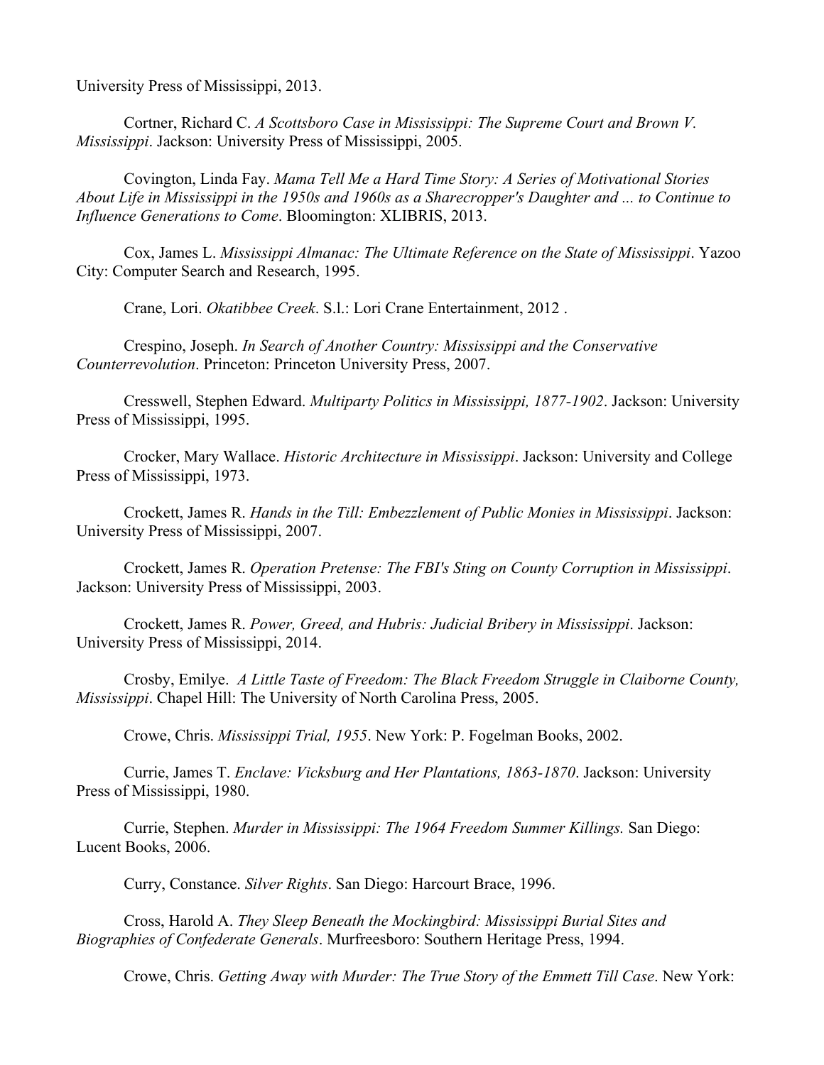University Press of Mississippi, 2013.

Cortner, Richard C. *A Scottsboro Case in Mississippi: The Supreme Court and Brown V. Mississippi*. Jackson: University Press of Mississippi, 2005.

Covington, Linda Fay. *Mama Tell Me a Hard Time Story: A Series of Motivational Stories About Life in Mississippi in the 1950s and 1960s as a Sharecropper's Daughter and ... to Continue to Influence Generations to Come*. Bloomington: XLIBRIS, 2013.

Cox, James L. *Mississippi Almanac: The Ultimate Reference on the State of Mississippi*. Yazoo City: Computer Search and Research, 1995.

Crane, Lori. *Okatibbee Creek*. S.l.: Lori Crane Entertainment, 2012 .

Crespino, Joseph. *In Search of Another Country: Mississippi and the Conservative Counterrevolution*. Princeton: Princeton University Press, 2007.

Cresswell, Stephen Edward. *Multiparty Politics in Mississippi, 1877-1902*. Jackson: University Press of Mississippi, 1995.

Crocker, Mary Wallace. *Historic Architecture in Mississippi*. Jackson: University and College Press of Mississippi, 1973.

Crockett, James R. *Hands in the Till: Embezzlement of Public Monies in Mississippi*. Jackson: University Press of Mississippi, 2007.

Crockett, James R. *Operation Pretense: The FBI's Sting on County Corruption in Mississippi*. Jackson: University Press of Mississippi, 2003.

Crockett, James R. *Power, Greed, and Hubris: Judicial Bribery in Mississippi*. Jackson: University Press of Mississippi, 2014.

Crosby, Emilye. *A Little Taste of Freedom: The Black Freedom Struggle in Claiborne County, Mississippi*. Chapel Hill: The University of North Carolina Press, 2005.

Crowe, Chris. *Mississippi Trial, 1955*. New York: P. Fogelman Books, 2002.

Currie, James T. *Enclave: Vicksburg and Her Plantations, 1863-1870*. Jackson: University Press of Mississippi, 1980.

Currie, Stephen. *Murder in Mississippi: The 1964 Freedom Summer Killings.* San Diego: Lucent Books, 2006.

Curry, Constance. *Silver Rights*. San Diego: Harcourt Brace, 1996.

Cross, Harold A. *They Sleep Beneath the Mockingbird: Mississippi Burial Sites and Biographies of Confederate Generals*. Murfreesboro: Southern Heritage Press, 1994.

Crowe, Chris. *Getting Away with Murder: The True Story of the Emmett Till Case*. New York: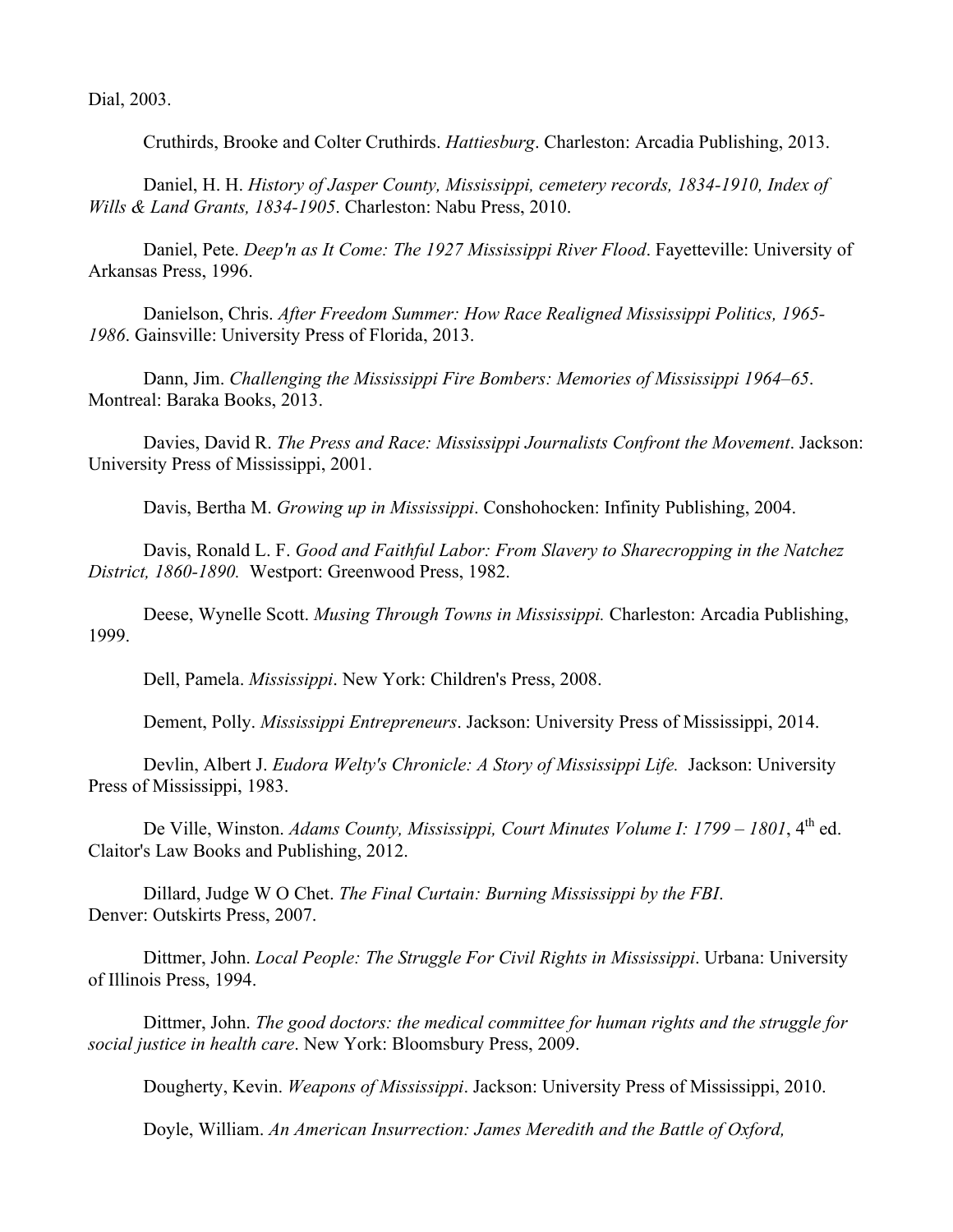Dial, 2003.

Cruthirds, Brooke and Colter Cruthirds. *Hattiesburg*. Charleston: Arcadia Publishing, 2013.

Daniel, H. H. *History of Jasper County, Mississippi, cemetery records, 1834-1910, Index of Wills & Land Grants, 1834-1905*. Charleston: Nabu Press, 2010.

Daniel, Pete. *Deep'n as It Come: The 1927 Mississippi River Flood*. Fayetteville: University of Arkansas Press, 1996.

Danielson, Chris. *After Freedom Summer: How Race Realigned Mississippi Politics, 1965-1986*. Gainsville: University Press of Florida, 2013.

Dann, Jim. *Challenging the Mississippi Fire Bombers: Memories of Mississippi 1964–65*. Montreal: Baraka Books, 2013.

Davies, David R. *The Press and Race: Mississippi Journalists Confront the Movement*. Jackson: University Press of Mississippi, 2001.

Davis, Bertha M. *Growing up in Mississippi*. Conshohocken: Infinity Publishing, 2004.

Davis, Ronald L. F. *Good and Faithful Labor: From Slavery to Sharecropping in the Natchez District, 1860-1890.* Westport: Greenwood Press, 1982.

Deese, Wynelle Scott. *Musing Through Towns in Mississippi.* Charleston: Arcadia Publishing, 1999.

Dell, Pamela. *Mississippi*. New York: Children's Press, 2008.

Dement, Polly. *Mississippi Entrepreneurs*. Jackson: University Press of Mississippi, 2014.

Devlin, Albert J. *Eudora Welty's Chronicle: A Story of Mississippi Life.* Jackson: University Press of Mississippi, 1983.

De Ville, Winston. *Adams County, Mississippi, Court Minutes Volume I: 1799 – 1801*, 4th ed. Claitor's Law Books and Publishing, 2012.

Dillard, Judge W O Chet. *The Final Curtain: Burning Mississippi by the FBI*. Denver: Outskirts Press, 2007.

Dittmer, John. *Local People: The Struggle For Civil Rights in Mississippi*. Urbana: University of Illinois Press, 1994.

Dittmer, John. *The good doctors: the medical committee for human rights and the struggle for social justice in health care*. New York: Bloomsbury Press, 2009.

Dougherty, Kevin. *Weapons of Mississippi*. Jackson: University Press of Mississippi, 2010.

Doyle, William. *An American Insurrection: James Meredith and the Battle of Oxford,*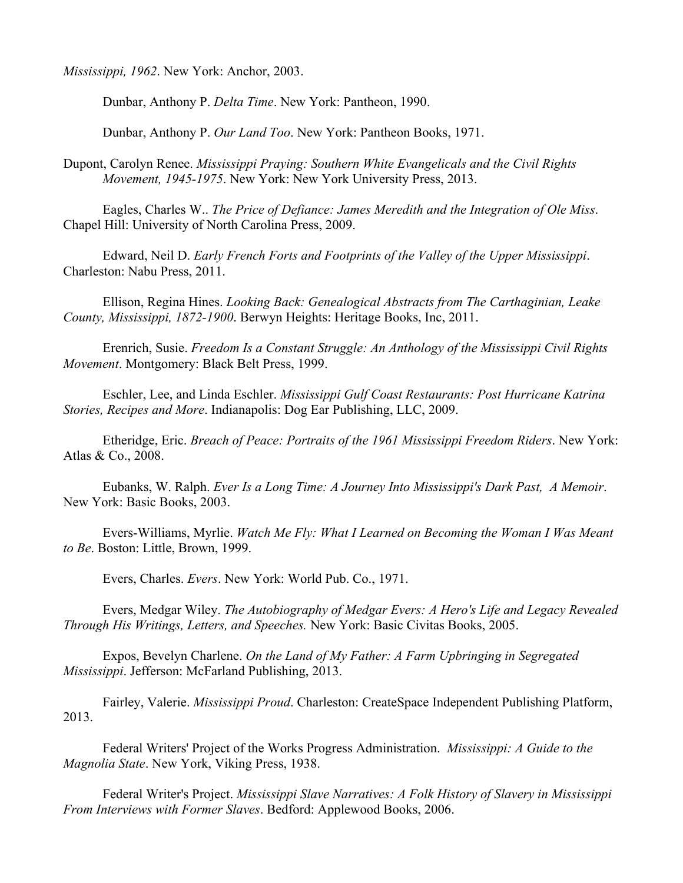*Mississippi, 1962*. New York: Anchor, 2003.

Dunbar, Anthony P. *Delta Time*. New York: Pantheon, 1990.

Dunbar, Anthony P. *Our Land Too*. New York: Pantheon Books, 1971.

Dupont, Carolyn Renee. *Mississippi Praying: Southern White Evangelicals and the Civil Rights Movement, 1945-1975*. New York: New York University Press, 2013.

Eagles, Charles W.. *The Price of Defiance: James Meredith and the Integration of Ole Miss*. Chapel Hill: University of North Carolina Press, 2009.

Edward, Neil D. *Early French Forts and Footprints of the Valley of the Upper Mississippi*. Charleston: Nabu Press, 2011.

Ellison, Regina Hines. *Looking Back: Genealogical Abstracts from The Carthaginian, Leake County, Mississippi, 1872-1900*. Berwyn Heights: Heritage Books, Inc, 2011.

Erenrich, Susie. *Freedom Is a Constant Struggle: An Anthology of the Mississippi Civil Rights Movement*. Montgomery: Black Belt Press, 1999.

Eschler, Lee, and Linda Eschler. *Mississippi Gulf Coast Restaurants: Post Hurricane Katrina Stories, Recipes and More*. Indianapolis: Dog Ear Publishing, LLC, 2009.

Etheridge, Eric. *Breach of Peace: Portraits of the 1961 Mississippi Freedom Riders*. New York: Atlas & Co., 2008.

Eubanks, W. Ralph. *Ever Is a Long Time: A Journey Into Mississippi's Dark Past, A Memoir*. New York: Basic Books, 2003.

Evers-Williams, Myrlie. *Watch Me Fly: What I Learned on Becoming the Woman I Was Meant to Be*. Boston: Little, Brown, 1999.

Evers, Charles. *Evers*. New York: World Pub. Co., 1971.

Evers, Medgar Wiley. *The Autobiography of Medgar Evers: A Hero's Life and Legacy Revealed Through His Writings, Letters, and Speeches.* New York: Basic Civitas Books, 2005.

Expos, Bevelyn Charlene. *On the Land of My Father: A Farm Upbringing in Segregated Mississippi*. Jefferson: McFarland Publishing, 2013.

Fairley, Valerie. *Mississippi Proud*. Charleston: CreateSpace Independent Publishing Platform, 2013.

Federal Writers' Project of the Works Progress Administration. *Mississippi: A Guide to the Magnolia State*. New York, Viking Press, 1938.

Federal Writer's Project. *Mississippi Slave Narratives: A Folk History of Slavery in Mississippi From Interviews with Former Slaves*. Bedford: Applewood Books, 2006.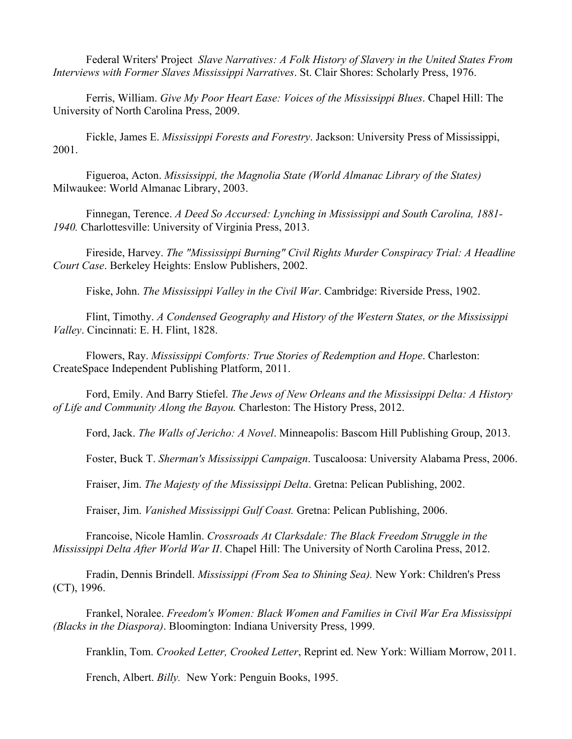Federal Writers' Project *Slave Narratives: A Folk History of Slavery in the United States From Interviews with Former Slaves Mississippi Narratives*. St. Clair Shores: Scholarly Press, 1976.

Ferris, William. *Give My Poor Heart Ease: Voices of the Mississippi Blues*. Chapel Hill: The University of North Carolina Press, 2009.

Fickle, James E. *Mississippi Forests and Forestry*. Jackson: University Press of Mississippi, 2001.

Figueroa, Acton. *Mississippi, the Magnolia State (World Almanac Library of the States)* Milwaukee: World Almanac Library, 2003.

Finnegan, Terence. *A Deed So Accursed: Lynching in Mississippi and South Carolina, 1881-1940.* Charlottesville: University of Virginia Press, 2013.

Fireside, Harvey. *The "Mississippi Burning" Civil Rights Murder Conspiracy Trial: A Headline Court Case*. Berkeley Heights: Enslow Publishers, 2002.

Fiske, John. *The Mississippi Valley in the Civil War*. Cambridge: Riverside Press, 1902.

Flint, Timothy. *A Condensed Geography and History of the Western States, or the Mississippi Valley*. Cincinnati: E. H. Flint, 1828.

Flowers, Ray. *Mississippi Comforts: True Stories of Redemption and Hope*. Charleston: CreateSpace Independent Publishing Platform, 2011.

Ford, Emily. And Barry Stiefel. *The Jews of New Orleans and the Mississippi Delta: A History of Life and Community Along the Bayou.* Charleston: The History Press, 2012.

Ford, Jack. *The Walls of Jericho: A Novel*. Minneapolis: Bascom Hill Publishing Group, 2013.

Foster, Buck T. *Sherman's Mississippi Campaign*. Tuscaloosa: University Alabama Press, 2006.

Fraiser, Jim. *The Majesty of the Mississippi Delta*. Gretna: Pelican Publishing, 2002.

Fraiser, Jim. *Vanished Mississippi Gulf Coast.* Gretna: Pelican Publishing, 2006.

Francoise, Nicole Hamlin. *Crossroads At Clarksdale: The Black Freedom Struggle in the Mississippi Delta After World War II*. Chapel Hill: The University of North Carolina Press, 2012.

Fradin, Dennis Brindell. *Mississippi (From Sea to Shining Sea).* New York: Children's Press (CT), 1996.

Frankel, Noralee. *Freedom's Women: Black Women and Families in Civil War Era Mississippi (Blacks in the Diaspora)*. Bloomington: Indiana University Press, 1999.

Franklin, Tom. *Crooked Letter, Crooked Letter*, Reprint ed. New York: William Morrow, 2011.

French, Albert. *Billy.* New York: Penguin Books, 1995.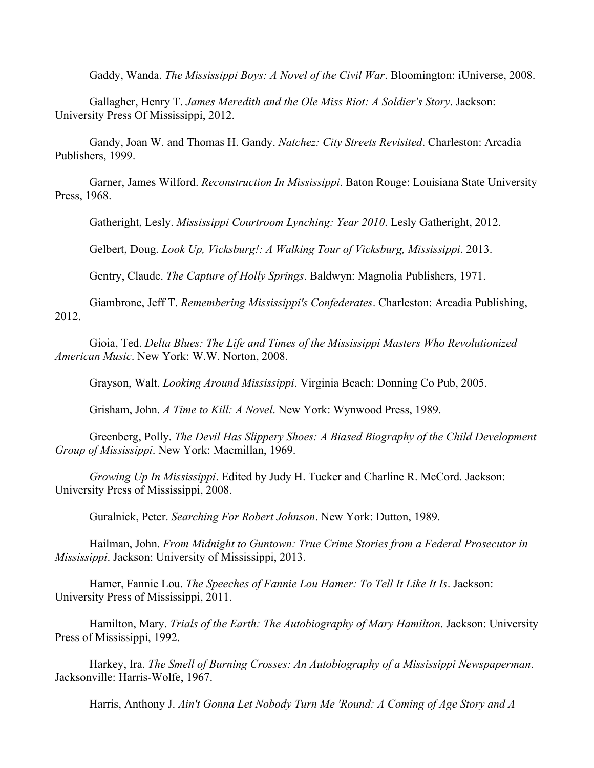Gaddy, Wanda. *The Mississippi Boys: A Novel of the Civil War*. Bloomington: iUniverse, 2008.

Gallagher, Henry T. *James Meredith and the Ole Miss Riot: A Soldier's Story*. Jackson: University Press Of Mississippi, 2012.

Gandy, Joan W. and Thomas H. Gandy. *Natchez: City Streets Revisited*. Charleston: Arcadia Publishers, 1999.

Garner, James Wilford. *Reconstruction In Mississippi*. Baton Rouge: Louisiana State University Press, 1968.

Gatheright, Lesly. *Mississippi Courtroom Lynching: Year 2010*. Lesly Gatheright, 2012.

Gelbert, Doug. *Look Up, Vicksburg!: A Walking Tour of Vicksburg, Mississippi*. 2013.

Gentry, Claude. *The Capture of Holly Springs*. Baldwyn: Magnolia Publishers, 1971.

Giambrone, Jeff T. *Remembering Mississippi's Confederates*. Charleston: Arcadia Publishing, 2012.

Gioia, Ted. *Delta Blues: The Life and Times of the Mississippi Masters Who Revolutionized American Music*. New York: W.W. Norton, 2008.

Grayson, Walt. *Looking Around Mississippi*. Virginia Beach: Donning Co Pub, 2005.

Grisham, John. *A Time to Kill: A Novel*. New York: Wynwood Press, 1989.

Greenberg, Polly. *The Devil Has Slippery Shoes: A Biased Biography of the Child Development Group of Mississippi*. New York: Macmillan, 1969.

*Growing Up In Mississippi*. Edited by Judy H. Tucker and Charline R. McCord. Jackson: University Press of Mississippi, 2008.

Guralnick, Peter. *Searching For Robert Johnson*. New York: Dutton, 1989.

Hailman, John. *From Midnight to Guntown: True Crime Stories from a Federal Prosecutor in Mississippi*. Jackson: University of Mississippi, 2013.

Hamer, Fannie Lou. *The Speeches of Fannie Lou Hamer: To Tell It Like It Is*. Jackson: University Press of Mississippi, 2011.

Hamilton, Mary. *Trials of the Earth: The Autobiography of Mary Hamilton*. Jackson: University Press of Mississippi, 1992.

Harkey, Ira. *The Smell of Burning Crosses: An Autobiography of a Mississippi Newspaperman*. Jacksonville: Harris-Wolfe, 1967.

Harris, Anthony J. *Ain't Gonna Let Nobody Turn Me 'Round: A Coming of Age Story and A*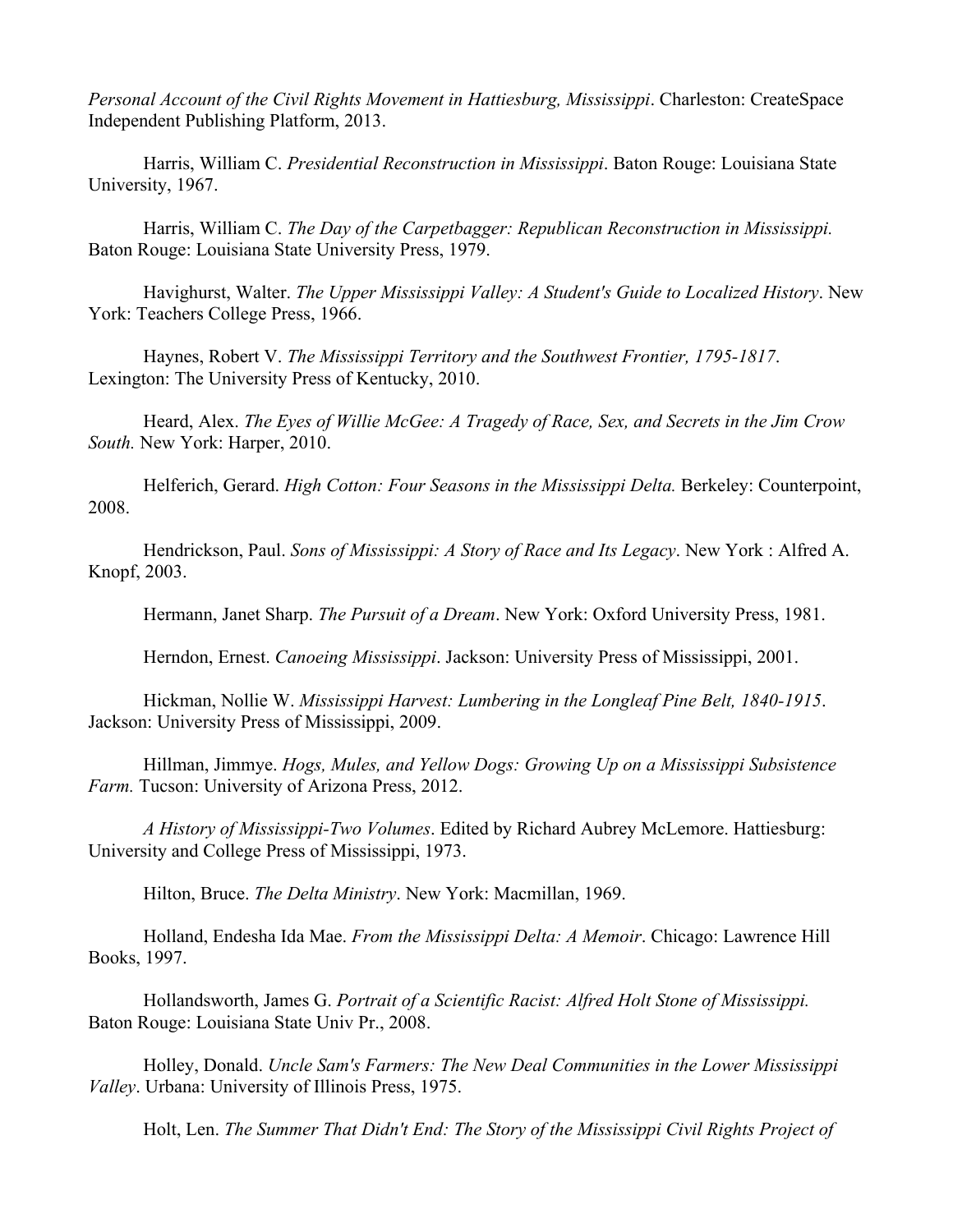*Personal Account of the Civil Rights Movement in Hattiesburg, Mississippi*. Charleston: CreateSpace Independent Publishing Platform, 2013.

Harris, William C. *Presidential Reconstruction in Mississippi*. Baton Rouge: Louisiana State University, 1967.

Harris, William C. *The Day of the Carpetbagger: Republican Reconstruction in Mississippi.* Baton Rouge: Louisiana State University Press, 1979.

Havighurst, Walter. *The Upper Mississippi Valley: A Student's Guide to Localized History*. New York: Teachers College Press, 1966.

Haynes, Robert V. *The Mississippi Territory and the Southwest Frontier, 1795-1817*. Lexington: The University Press of Kentucky, 2010.

Heard, Alex. *The Eyes of Willie McGee: A Tragedy of Race, Sex, and Secrets in the Jim Crow South.* New York: Harper, 2010.

Helferich, Gerard. *High Cotton: Four Seasons in the Mississippi Delta.* Berkeley: Counterpoint, 2008.

Hendrickson, Paul. *Sons of Mississippi: A Story of Race and Its Legacy*. New York : Alfred A. Knopf, 2003.

Hermann, Janet Sharp. *The Pursuit of a Dream*. New York: Oxford University Press, 1981.

Herndon, Ernest. *Canoeing Mississippi*. Jackson: University Press of Mississippi, 2001.

Hickman, Nollie W. *Mississippi Harvest: Lumbering in the Longleaf Pine Belt, 1840-1915*. Jackson: University Press of Mississippi, 2009.

Hillman, Jimmye. *Hogs, Mules, and Yellow Dogs: Growing Up on a Mississippi Subsistence Farm.* Tucson: University of Arizona Press, 2012.

*A History of Mississippi-Two Volumes*. Edited by Richard Aubrey McLemore. Hattiesburg: University and College Press of Mississippi, 1973.

Hilton, Bruce. *The Delta Ministry*. New York: Macmillan, 1969.

Holland, Endesha Ida Mae. *From the Mississippi Delta: A Memoir*. Chicago: Lawrence Hill Books, 1997.

Hollandsworth, James G. *Portrait of a Scientific Racist: Alfred Holt Stone of Mississippi.* Baton Rouge: Louisiana State Univ Pr., 2008.

Holley, Donald. *Uncle Sam's Farmers: The New Deal Communities in the Lower Mississippi Valley*. Urbana: University of Illinois Press, 1975.

Holt, Len. *The Summer That Didn't End: The Story of the Mississippi Civil Rights Project of*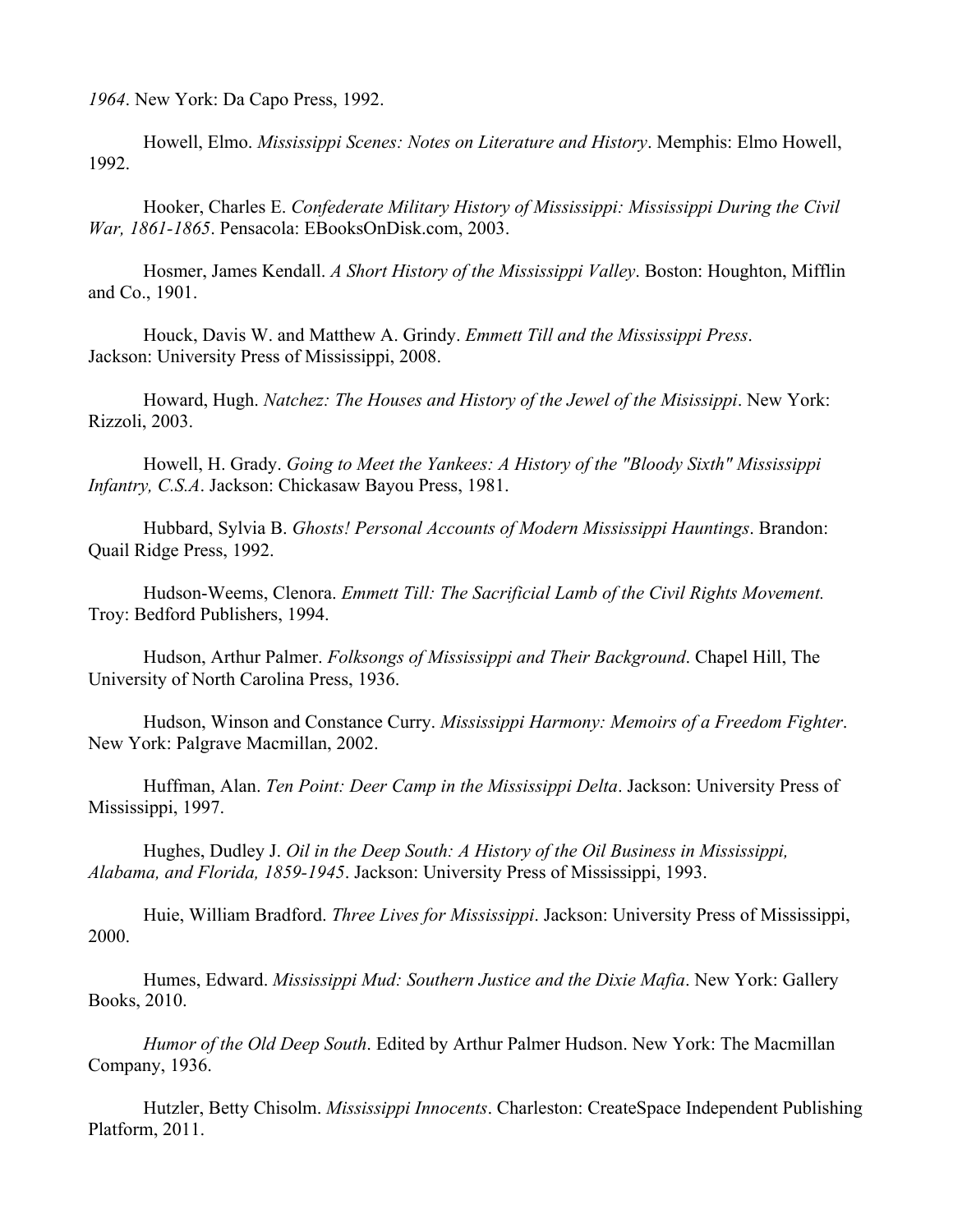*1964*. New York: Da Capo Press, 1992.

Howell, Elmo. *Mississippi Scenes: Notes on Literature and History*. Memphis: Elmo Howell, 1992.

Hooker, Charles E. *Confederate Military History of Mississippi: Mississippi During the Civil War, 1861-1865*. Pensacola: EBooksOnDisk.com, 2003.

Hosmer, James Kendall. *A Short History of the Mississippi Valley*. Boston: Houghton, Mifflin and Co., 1901.

Houck, Davis W. and Matthew A. Grindy. *Emmett Till and the Mississippi Press*. Jackson: University Press of Mississippi, 2008.

Howard, Hugh. *Natchez: The Houses and History of the Jewel of the Misissippi*. New York: Rizzoli, 2003.

Howell, H. Grady. *Going to Meet the Yankees: A History of the "Bloody Sixth" Mississippi Infantry, C.S.A*. Jackson: Chickasaw Bayou Press, 1981.

Hubbard, Sylvia B. *Ghosts! Personal Accounts of Modern Mississippi Hauntings*. Brandon: Quail Ridge Press, 1992.

Hudson-Weems, Clenora. *Emmett Till: The Sacrificial Lamb of the Civil Rights Movement.* Troy: Bedford Publishers, 1994.

Hudson, Arthur Palmer. *Folksongs of Mississippi and Their Background*. Chapel Hill, The University of North Carolina Press, 1936.

Hudson, Winson and Constance Curry. *Mississippi Harmony: Memoirs of a Freedom Fighter*. New York: Palgrave Macmillan, 2002.

Huffman, Alan. *Ten Point: Deer Camp in the Mississippi Delta*. Jackson: University Press of Mississippi, 1997.

Hughes, Dudley J. *Oil in the Deep South: A History of the Oil Business in Mississippi, Alabama, and Florida, 1859-1945*. Jackson: University Press of Mississippi, 1993.

Huie, William Bradford. *Three Lives for Mississippi*. Jackson: University Press of Mississippi, 2000.

Humes, Edward. *Mississippi Mud: Southern Justice and the Dixie Mafia*. New York: Gallery Books, 2010.

*Humor of the Old Deep South*. Edited by Arthur Palmer Hudson. New York: The Macmillan Company, 1936.

Hutzler, Betty Chisolm. *Mississippi Innocents*. Charleston: CreateSpace Independent Publishing Platform, 2011.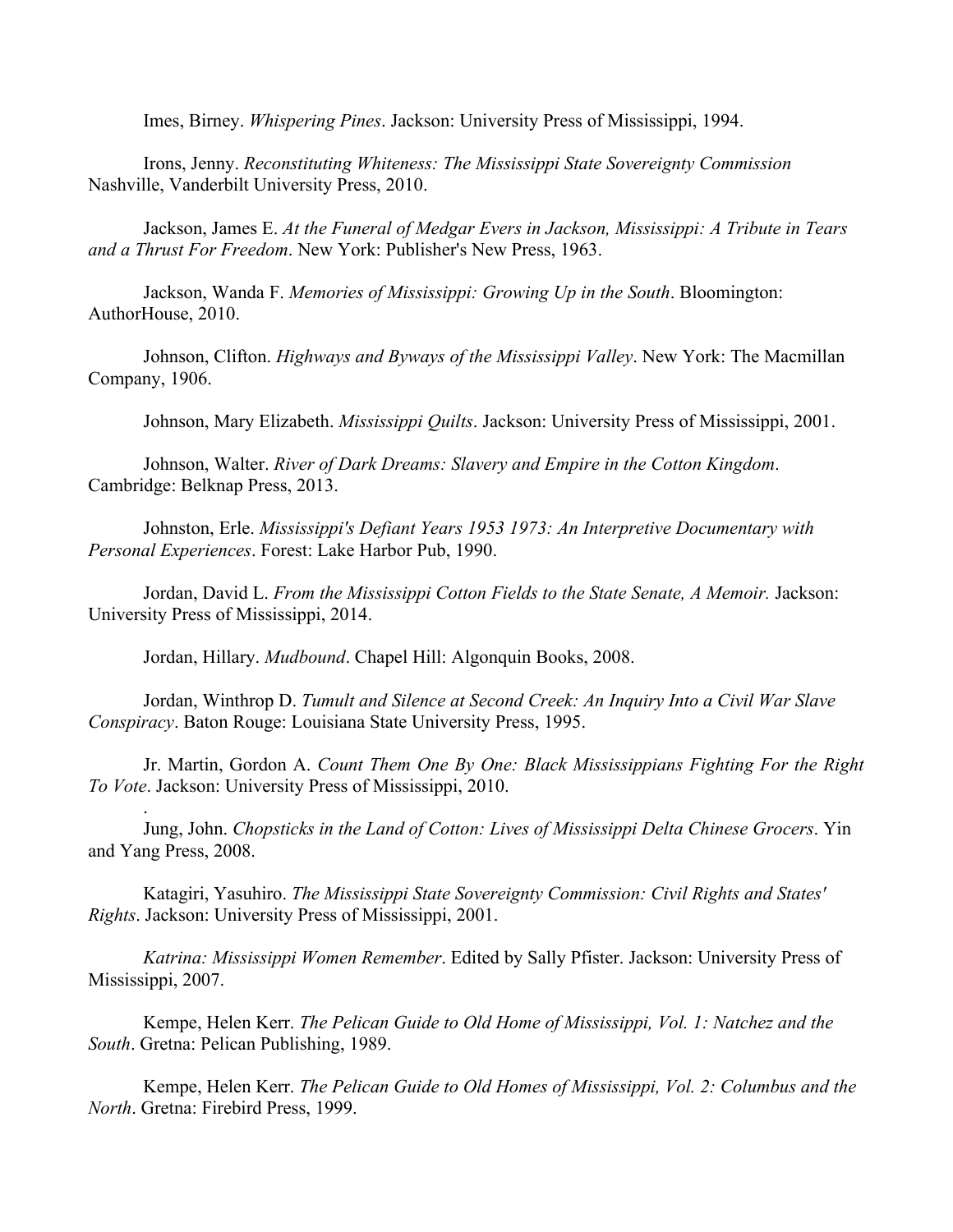Imes, Birney. *Whispering Pines*. Jackson: University Press of Mississippi, 1994.

Irons, Jenny. *Reconstituting Whiteness: The Mississippi State Sovereignty Commission* Nashville, Vanderbilt University Press, 2010.

Jackson, James E. *At the Funeral of Medgar Evers in Jackson, Mississippi: A Tribute in Tears and a Thrust For Freedom*. New York: Publisher's New Press, 1963.

Jackson, Wanda F. *Memories of Mississippi: Growing Up in the South*. Bloomington: AuthorHouse, 2010.

Johnson, Clifton. *Highways and Byways of the Mississippi Valley*. New York: The Macmillan Company, 1906.

Johnson, Mary Elizabeth. *Mississippi Quilts*. Jackson: University Press of Mississippi, 2001.

Johnson, Walter. *River of Dark Dreams: Slavery and Empire in the Cotton Kingdom*. Cambridge: Belknap Press, 2013.

Johnston, Erle. *Mississippi's Defiant Years 1953 1973: An Interpretive Documentary with Personal Experiences*. Forest: Lake Harbor Pub, 1990.

Jordan, David L. *From the Mississippi Cotton Fields to the State Senate, A Memoir.* Jackson: University Press of Mississippi, 2014.

Jordan, Hillary. *Mudbound*. Chapel Hill: Algonquin Books, 2008.

Jordan, Winthrop D. *Tumult and Silence at Second Creek: An Inquiry Into a Civil War Slave Conspiracy*. Baton Rouge: Louisiana State University Press, 1995.

Jr. Martin, Gordon A. *Count Them One By One: Black Mississippians Fighting For the Right To Vote*. Jackson: University Press of Mississippi, 2010.

.

Jung, John. *Chopsticks in the Land of Cotton: Lives of Mississippi Delta Chinese Grocers*. Yin and Yang Press, 2008.

Katagiri, Yasuhiro. *The Mississippi State Sovereignty Commission: Civil Rights and States' Rights*. Jackson: University Press of Mississippi, 2001.

*Katrina: Mississippi Women Remember*. Edited by Sally Pfister. Jackson: University Press of Mississippi, 2007.

Kempe, Helen Kerr. *The Pelican Guide to Old Home of Mississippi, Vol. 1: Natchez and the South*. Gretna: Pelican Publishing, 1989.

Kempe, Helen Kerr. *The Pelican Guide to Old Homes of Mississippi, Vol. 2: Columbus and the North*. Gretna: Firebird Press, 1999.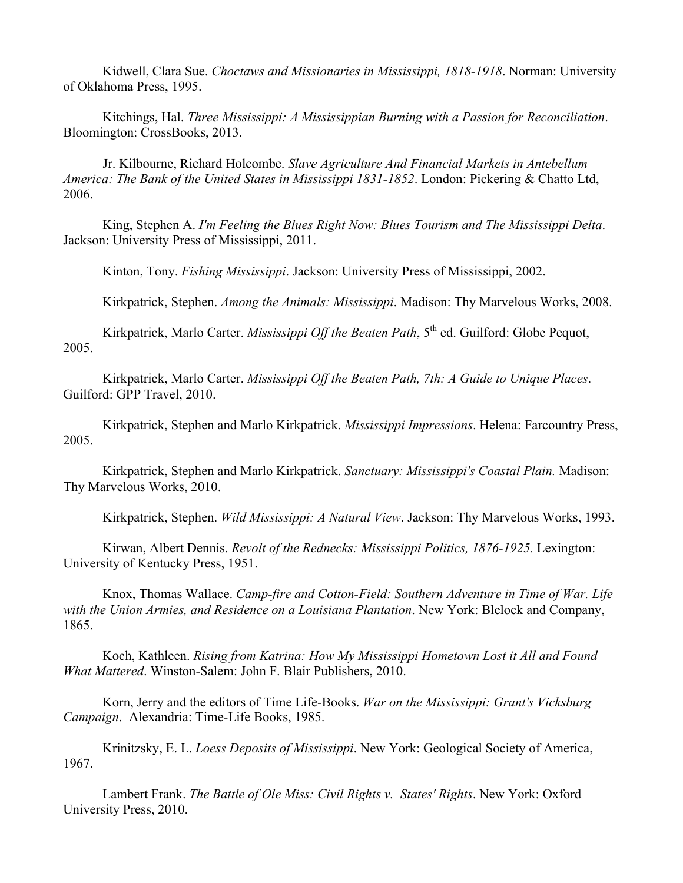Kidwell, Clara Sue. *Choctaws and Missionaries in Mississippi, 1818-1918*. Norman: University of Oklahoma Press, 1995.

Kitchings, Hal. *Three Mississippi: A Mississippian Burning with a Passion for Reconciliation*. Bloomington: CrossBooks, 2013.

Jr. Kilbourne, Richard Holcombe. *Slave Agriculture And Financial Markets in Antebellum America: The Bank of the United States in Mississippi 1831-1852*. London: Pickering & Chatto Ltd, 2006.

King, Stephen A. *I'm Feeling the Blues Right Now: Blues Tourism and The Mississippi Delta*. Jackson: University Press of Mississippi, 2011.

Kinton, Tony. *Fishing Mississippi*. Jackson: University Press of Mississippi, 2002.

Kirkpatrick, Stephen. *Among the Animals: Mississippi*. Madison: Thy Marvelous Works, 2008.

Kirkpatrick, Marlo Carter. *Mississippi Off the Beaten Path*, 5th ed. Guilford: Globe Pequot, 2005.

Kirkpatrick, Marlo Carter. *Mississippi Off the Beaten Path, 7th: A Guide to Unique Places*. Guilford: GPP Travel, 2010.

Kirkpatrick, Stephen and Marlo Kirkpatrick. *Mississippi Impressions*. Helena: Farcountry Press, 2005.

Kirkpatrick, Stephen and Marlo Kirkpatrick. *Sanctuary: Mississippi's Coastal Plain.* Madison: Thy Marvelous Works, 2010.

Kirkpatrick, Stephen. *Wild Mississippi: A Natural View*. Jackson: Thy Marvelous Works, 1993.

Kirwan, Albert Dennis. *Revolt of the Rednecks: Mississippi Politics, 1876-1925.* Lexington: University of Kentucky Press, 1951.

Knox, Thomas Wallace. *Camp-fire and Cotton-Field: Southern Adventure in Time of War. Life with the Union Armies, and Residence on a Louisiana Plantation*. New York: Blelock and Company, 1865.

Koch, Kathleen. *Rising from Katrina: How My Mississippi Hometown Lost it All and Found What Mattered*. Winston-Salem: John F. Blair Publishers, 2010.

Korn, Jerry and the editors of Time Life-Books. *War on the Mississippi: Grant's Vicksburg Campaign*. Alexandria: Time-Life Books, 1985.

Krinitzsky, E. L. *Loess Deposits of Mississippi*. New York: Geological Society of America, 1967.

Lambert Frank. *The Battle of Ole Miss: Civil Rights v. States' Rights*. New York: Oxford University Press, 2010.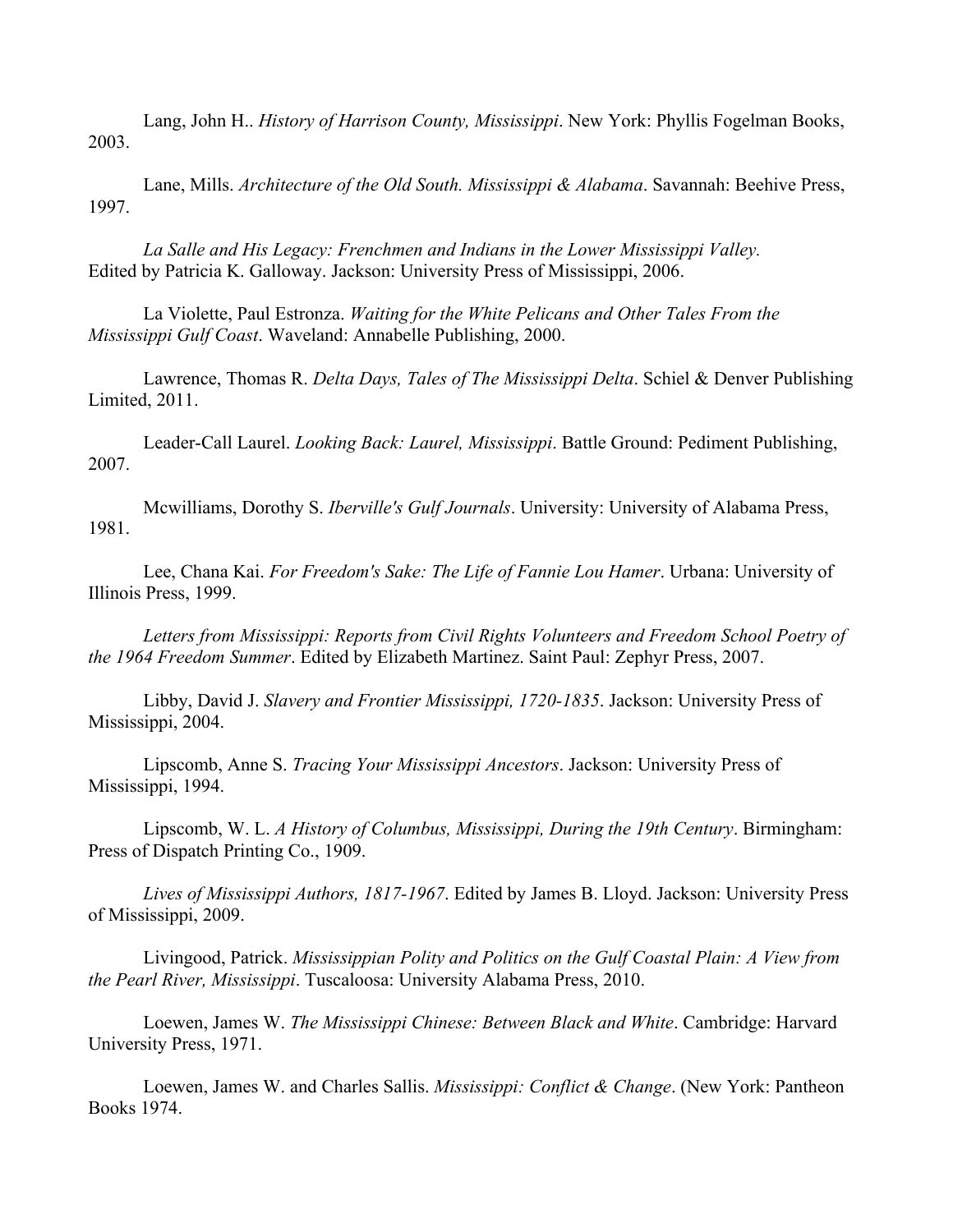Lang, John H.. *History of Harrison County, Mississippi*. New York: Phyllis Fogelman Books, 2003.

Lane, Mills. *Architecture of the Old South. Mississippi & Alabama*. Savannah: Beehive Press, 1997.

*La Salle and His Legacy: Frenchmen and Indians in the Lower Mississippi Valley.* Edited by Patricia K. Galloway. Jackson: University Press of Mississippi, 2006.

La Violette, Paul Estronza. *Waiting for the White Pelicans and Other Tales From the Mississippi Gulf Coast*. Waveland: Annabelle Publishing, 2000.

Lawrence, Thomas R. *Delta Days, Tales of The Mississippi Delta*. Schiel & Denver Publishing Limited, 2011.

Leader-Call Laurel. *Looking Back: Laurel, Mississippi*. Battle Ground: Pediment Publishing, 2007.

Mcwilliams, Dorothy S. *Iberville's Gulf Journals*. University: University of Alabama Press, 1981.

Lee, Chana Kai. *For Freedom's Sake: The Life of Fannie Lou Hamer*. Urbana: University of Illinois Press, 1999.

*Letters from Mississippi: Reports from Civil Rights Volunteers and Freedom School Poetry of the 1964 Freedom Summer*. Edited by Elizabeth Martinez. Saint Paul: Zephyr Press, 2007.

Libby, David J. *Slavery and Frontier Mississippi, 1720-1835*. Jackson: University Press of Mississippi, 2004.

Lipscomb, Anne S. *Tracing Your Mississippi Ancestors*. Jackson: University Press of Mississippi, 1994.

Lipscomb, W. L. *A History of Columbus, Mississippi, During the 19th Century*. Birmingham: Press of Dispatch Printing Co., 1909.

*Lives of Mississippi Authors, 1817-1967*. Edited by James B. Lloyd. Jackson: University Press of Mississippi, 2009.

Livingood, Patrick. *Mississippian Polity and Politics on the Gulf Coastal Plain: A View from the Pearl River, Mississippi*. Tuscaloosa: University Alabama Press, 2010.

Loewen, James W. *The Mississippi Chinese: Between Black and White*. Cambridge: Harvard University Press, 1971.

Loewen, James W. and Charles Sallis. *Mississippi: Conflict & Change*. (New York: Pantheon Books 1974.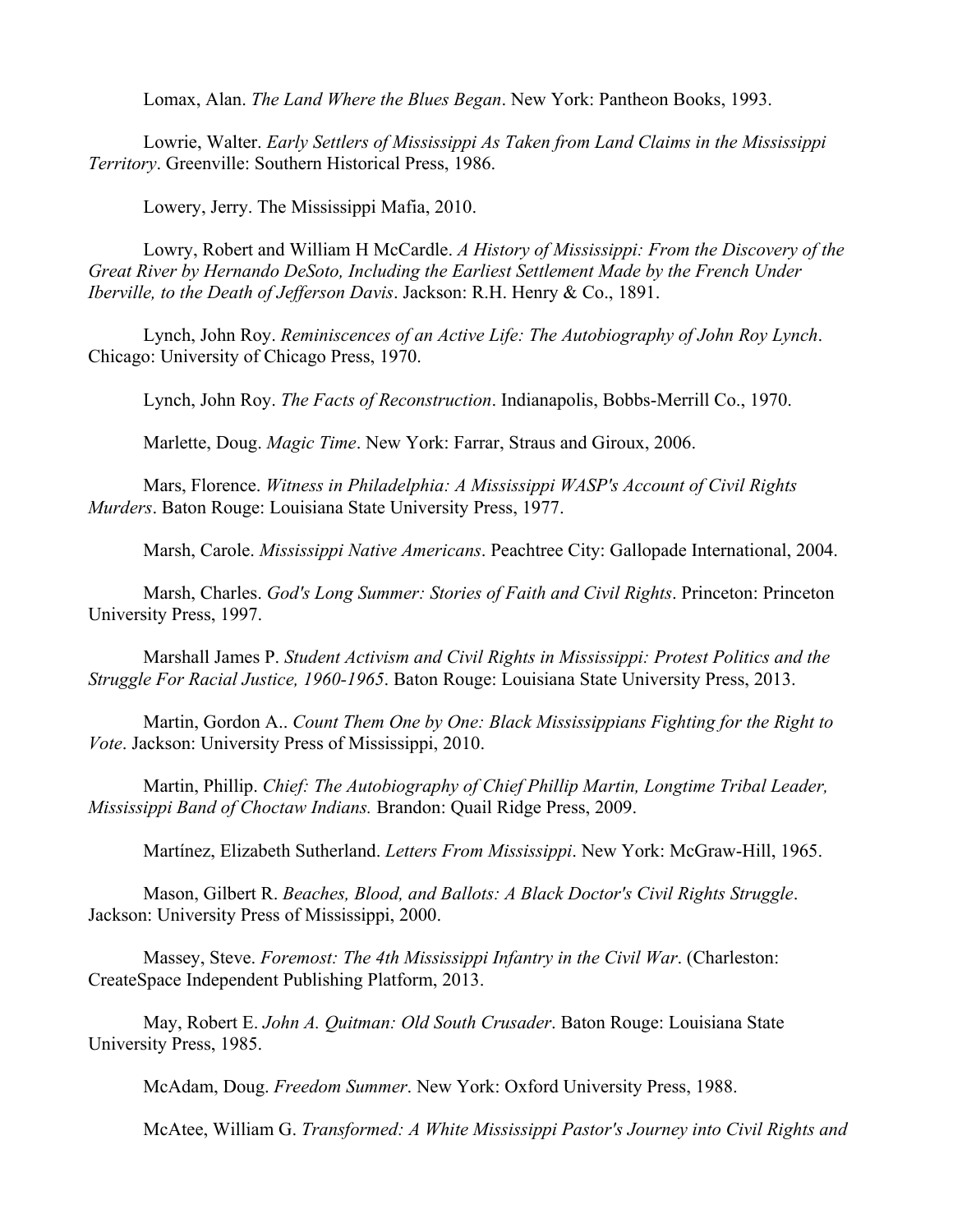Lomax, Alan. *The Land Where the Blues Began*. New York: Pantheon Books, 1993.

Lowrie, Walter. *Early Settlers of Mississippi As Taken from Land Claims in the Mississippi Territory*. Greenville: Southern Historical Press, 1986.

Lowery, Jerry. The Mississippi Mafia, 2010.

Lowry, Robert and William H McCardle. *A History of Mississippi: From the Discovery of the Great River by Hernando DeSoto, Including the Earliest Settlement Made by the French Under Iberville, to the Death of Jefferson Davis*. Jackson: R.H. Henry & Co., 1891.

Lynch, John Roy. *Reminiscences of an Active Life: The Autobiography of John Roy Lynch*. Chicago: University of Chicago Press, 1970.

Lynch, John Roy. *The Facts of Reconstruction*. Indianapolis, Bobbs-Merrill Co., 1970.

Marlette, Doug. *Magic Time*. New York: Farrar, Straus and Giroux, 2006.

Mars, Florence. *Witness in Philadelphia: A Mississippi WASP's Account of Civil Rights Murders*. Baton Rouge: Louisiana State University Press, 1977.

Marsh, Carole. *Mississippi Native Americans*. Peachtree City: Gallopade International, 2004.

Marsh, Charles. *God's Long Summer: Stories of Faith and Civil Rights*. Princeton: Princeton University Press, 1997.

Marshall James P. *Student Activism and Civil Rights in Mississippi: Protest Politics and the Struggle For Racial Justice, 1960-1965*. Baton Rouge: Louisiana State University Press, 2013.

Martin, Gordon A.. *Count Them One by One: Black Mississippians Fighting for the Right to Vote*. Jackson: University Press of Mississippi, 2010.

Martin, Phillip. *Chief: The Autobiography of Chief Phillip Martin, Longtime Tribal Leader, Mississippi Band of Choctaw Indians.* Brandon: Quail Ridge Press, 2009.

Martínez, Elizabeth Sutherland. *Letters From Mississippi*. New York: McGraw-Hill, 1965.

Mason, Gilbert R. *Beaches, Blood, and Ballots: A Black Doctor's Civil Rights Struggle*. Jackson: University Press of Mississippi, 2000.

Massey, Steve. *Foremost: The 4th Mississippi Infantry in the Civil War*. (Charleston: CreateSpace Independent Publishing Platform, 2013.

May, Robert E. *John A. Quitman: Old South Crusader*. Baton Rouge: Louisiana State University Press, 1985.

McAdam, Doug. *Freedom Summer*. New York: Oxford University Press, 1988.

McAtee, William G. *Transformed: A White Mississippi Pastor's Journey into Civil Rights and*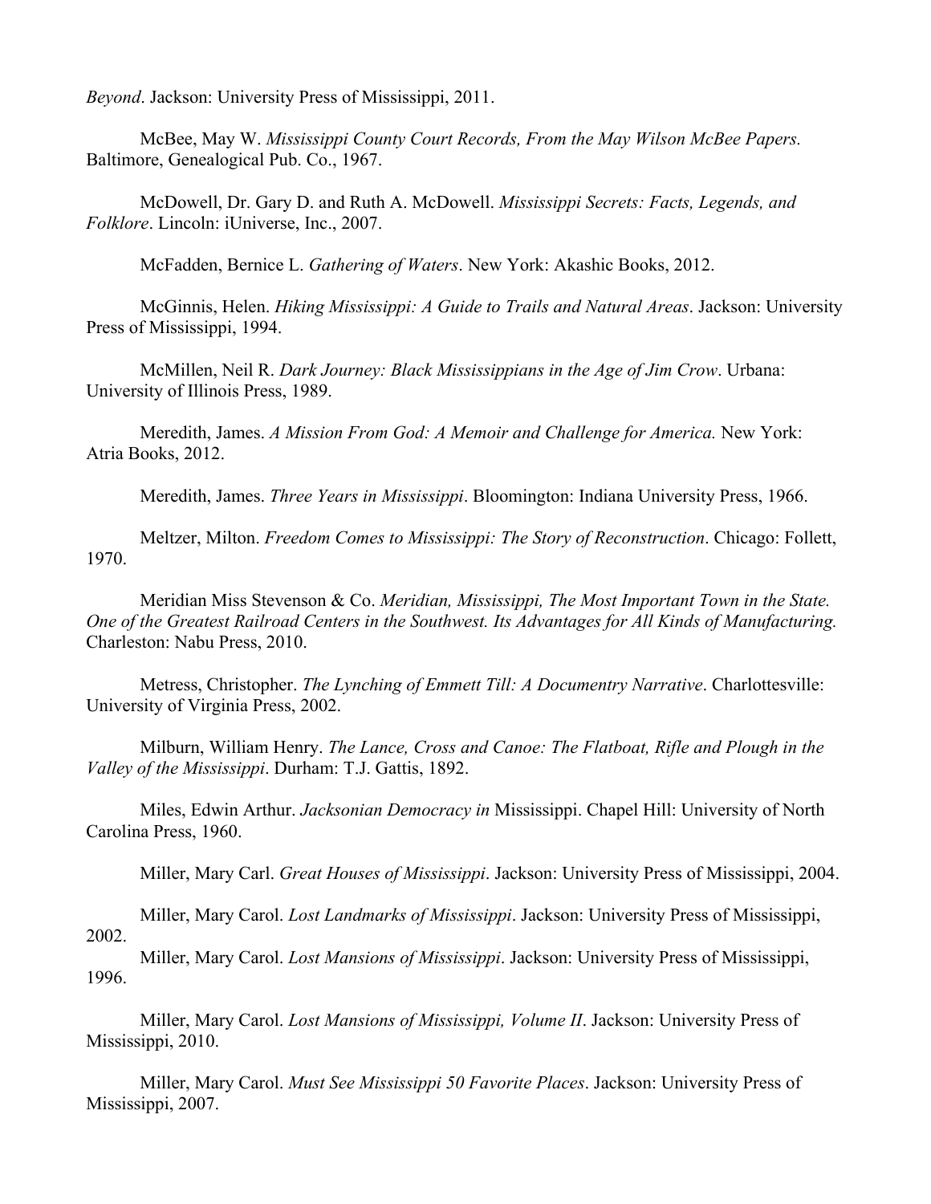*Beyond*. Jackson: University Press of Mississippi, 2011.

McBee, May W. *Mississippi County Court Records, From the May Wilson McBee Papers.* Baltimore, Genealogical Pub. Co., 1967.

McDowell, Dr. Gary D. and Ruth A. McDowell. *Mississippi Secrets: Facts, Legends, and Folklore*. Lincoln: iUniverse, Inc., 2007.

McFadden, Bernice L. *Gathering of Waters*. New York: Akashic Books, 2012.

McGinnis, Helen. *Hiking Mississippi: A Guide to Trails and Natural Areas*. Jackson: University Press of Mississippi, 1994.

McMillen, Neil R. *Dark Journey: Black Mississippians in the Age of Jim Crow*. Urbana: University of Illinois Press, 1989.

Meredith, James. *A Mission From God: A Memoir and Challenge for America.* New York: Atria Books, 2012.

Meredith, James. *Three Years in Mississippi*. Bloomington: Indiana University Press, 1966.

Meltzer, Milton. *Freedom Comes to Mississippi: The Story of Reconstruction*. Chicago: Follett, 1970.

Meridian Miss Stevenson & Co. *Meridian, Mississippi, The Most Important Town in the State. One of the Greatest Railroad Centers in the Southwest. Its Advantages for All Kinds of Manufacturing.* Charleston: Nabu Press, 2010.

Metress, Christopher. *The Lynching of Emmett Till: A Documentry Narrative*. Charlottesville: University of Virginia Press, 2002.

Milburn, William Henry. *The Lance, Cross and Canoe: The Flatboat, Rifle and Plough in the Valley of the Mississippi*. Durham: T.J. Gattis, 1892.

Miles, Edwin Arthur. *Jacksonian Democracy in* Mississippi. Chapel Hill: University of North Carolina Press, 1960.

Miller, Mary Carl. *Great Houses of Mississippi*. Jackson: University Press of Mississippi, 2004.

Miller, Mary Carol. *Lost Landmarks of Mississippi*. Jackson: University Press of Mississippi, 2002.

Miller, Mary Carol. *Lost Mansions of Mississippi*. Jackson: University Press of Mississippi, 1996.

Miller, Mary Carol. *Lost Mansions of Mississippi, Volume II*. Jackson: University Press of Mississippi, 2010.

Miller, Mary Carol. *Must See Mississippi 50 Favorite Places*. Jackson: University Press of Mississippi, 2007.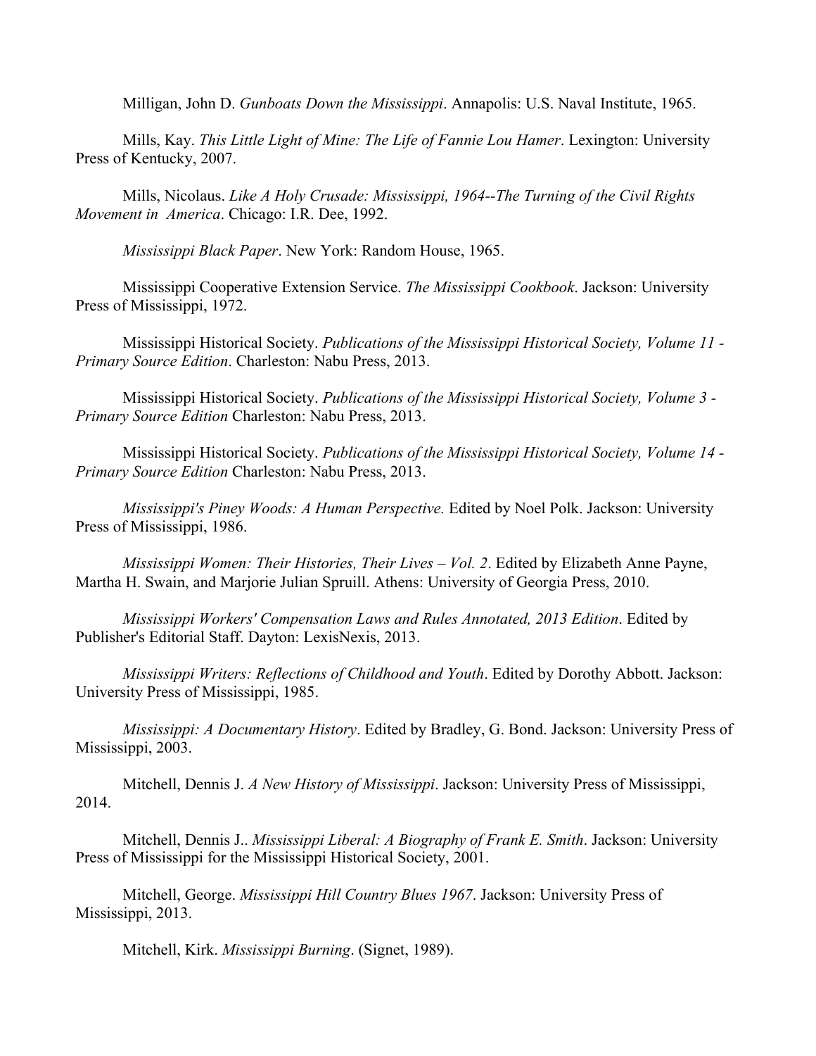Milligan, John D. *Gunboats Down the Mississippi*. Annapolis: U.S. Naval Institute, 1965.

Mills, Kay. *This Little Light of Mine: The Life of Fannie Lou Hamer*. Lexington: University Press of Kentucky, 2007.

Mills, Nicolaus. *Like A Holy Crusade: Mississippi, 1964--The Turning of the Civil Rights Movement in America*. Chicago: I.R. Dee, 1992.

*Mississippi Black Paper*. New York: Random House, 1965.

Mississippi Cooperative Extension Service. *The Mississippi Cookbook*. Jackson: University Press of Mississippi, 1972.

Mississippi Historical Society. *Publications of the Mississippi Historical Society, Volume 11 - Primary Source Edition*. Charleston: Nabu Press, 2013.

Mississippi Historical Society. *Publications of the Mississippi Historical Society, Volume 3 - Primary Source Edition* Charleston: Nabu Press, 2013.

Mississippi Historical Society. *Publications of the Mississippi Historical Society, Volume 14 - Primary Source Edition* Charleston: Nabu Press, 2013.

*Mississippi's Piney Woods: A Human Perspective.* Edited by Noel Polk. Jackson: University Press of Mississippi, 1986.

*Mississippi Women: Their Histories, Their Lives – Vol. 2*. Edited by Elizabeth Anne Payne, Martha H. Swain, and Marjorie Julian Spruill. Athens: University of Georgia Press, 2010.

*Mississippi Workers' Compensation Laws and Rules Annotated, 2013 Edition*. Edited by Publisher's Editorial Staff. Dayton: LexisNexis, 2013.

*Mississippi Writers: Reflections of Childhood and Youth*. Edited by Dorothy Abbott. Jackson: University Press of Mississippi, 1985.

*Mississippi: A Documentary History*. Edited by Bradley, G. Bond. Jackson: University Press of Mississippi, 2003.

Mitchell, Dennis J. *A New History of Mississippi*. Jackson: University Press of Mississippi, 2014.

Mitchell, Dennis J.. *Mississippi Liberal: A Biography of Frank E. Smith*. Jackson: University Press of Mississippi for the Mississippi Historical Society, 2001.

Mitchell, George. *Mississippi Hill Country Blues 1967*. Jackson: University Press of Mississippi, 2013.

Mitchell, Kirk. *Mississippi Burning*. (Signet, 1989).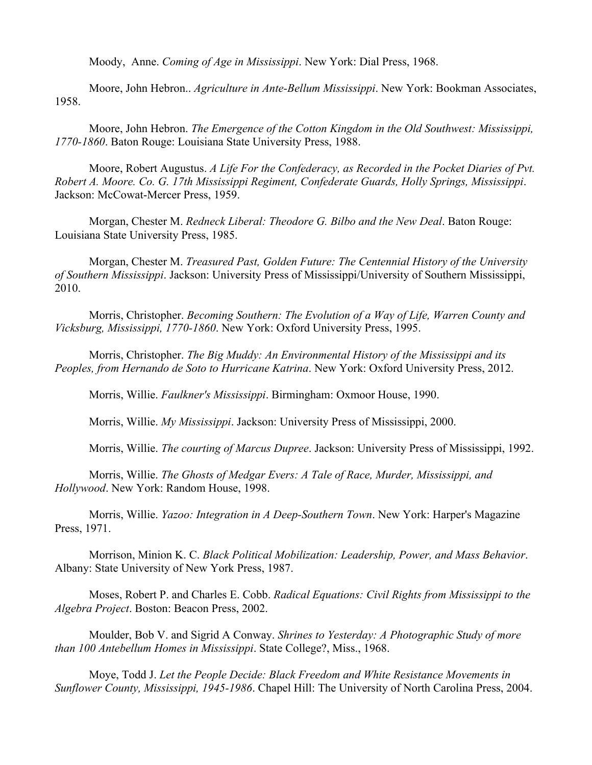Moody, Anne. *Coming of Age in Mississippi*. New York: Dial Press, 1968.

Moore, John Hebron.. *Agriculture in Ante-Bellum Mississippi*. New York: Bookman Associates, 1958.

Moore, John Hebron. *The Emergence of the Cotton Kingdom in the Old Southwest: Mississippi, 1770-1860*. Baton Rouge: Louisiana State University Press, 1988.

Moore, Robert Augustus. *A Life For the Confederacy, as Recorded in the Pocket Diaries of Pvt. Robert A. Moore. Co. G. 17th Mississippi Regiment, Confederate Guards, Holly Springs, Mississippi*. Jackson: McCowat-Mercer Press, 1959.

Morgan, Chester M. *Redneck Liberal: Theodore G. Bilbo and the New Deal*. Baton Rouge: Louisiana State University Press, 1985.

Morgan, Chester M. *Treasured Past, Golden Future: The Centennial History of the University of Southern Mississippi*. Jackson: University Press of Mississippi/University of Southern Mississippi, 2010.

Morris, Christopher. *Becoming Southern: The Evolution of a Way of Life, Warren County and Vicksburg, Mississippi, 1770-1860*. New York: Oxford University Press, 1995.

Morris, Christopher. *The Big Muddy: An Environmental History of the Mississippi and its Peoples, from Hernando de Soto to Hurricane Katrina*. New York: Oxford University Press, 2012.

Morris, Willie. *Faulkner's Mississippi*. Birmingham: Oxmoor House, 1990.

Morris, Willie. *My Mississippi*. Jackson: University Press of Mississippi, 2000.

Morris, Willie. *The courting of Marcus Dupree*. Jackson: University Press of Mississippi, 1992.

Morris, Willie. *The Ghosts of Medgar Evers: A Tale of Race, Murder, Mississippi, and Hollywood*. New York: Random House, 1998.

Morris, Willie. *Yazoo: Integration in A Deep-Southern Town*. New York: Harper's Magazine Press, 1971.

Morrison, Minion K. C. *Black Political Mobilization: Leadership, Power, and Mass Behavior*. Albany: State University of New York Press, 1987.

Moses, Robert P. and Charles E. Cobb. *Radical Equations: Civil Rights from Mississippi to the Algebra Project*. Boston: Beacon Press, 2002.

Moulder, Bob V. and Sigrid A Conway. *Shrines to Yesterday: A Photographic Study of more than 100 Antebellum Homes in Mississippi*. State College?, Miss., 1968.

Moye, Todd J. *Let the People Decide: Black Freedom and White Resistance Movements in Sunflower County, Mississippi, 1945-1986*. Chapel Hill: The University of North Carolina Press, 2004.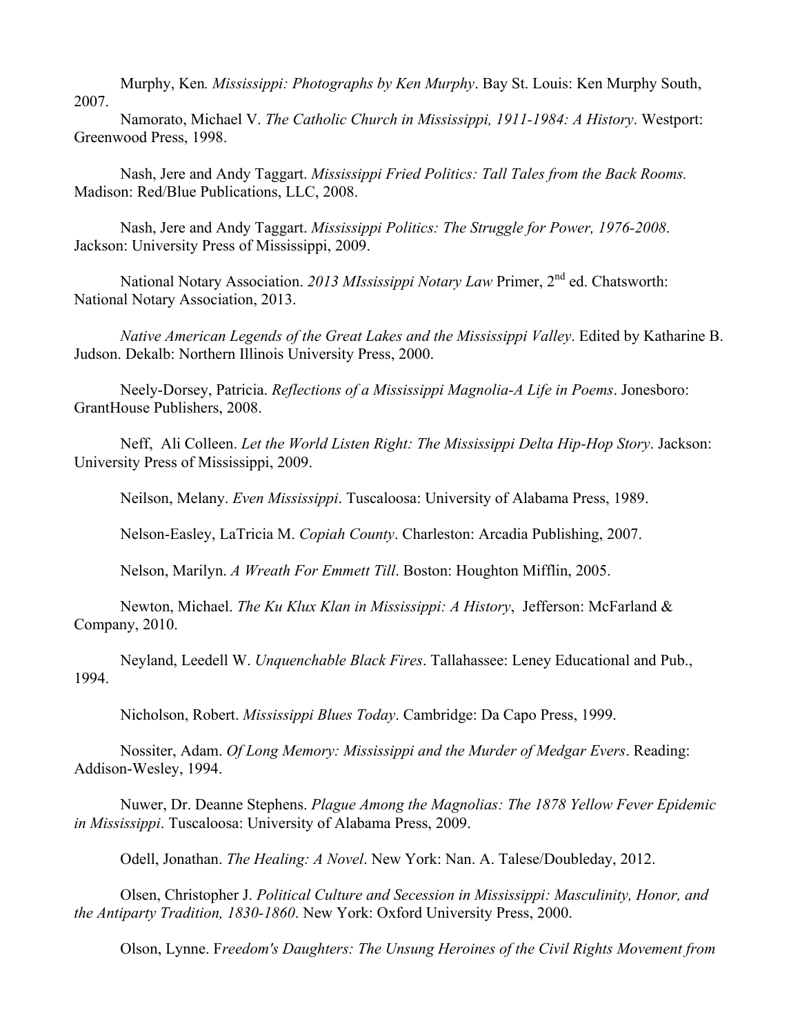Murphy, Ken*. Mississippi: Photographs by Ken Murphy*. Bay St. Louis: Ken Murphy South, 2007.

Namorato, Michael V. *The Catholic Church in Mississippi, 1911-1984: A History*. Westport: Greenwood Press, 1998.

Nash, Jere and Andy Taggart. *Mississippi Fried Politics: Tall Tales from the Back Rooms.* Madison: Red/Blue Publications, LLC, 2008.

Nash, Jere and Andy Taggart. *Mississippi Politics: The Struggle for Power, 1976-2008*. Jackson: University Press of Mississippi, 2009.

National Notary Association. *2013 MIssissippi Notary Law* Primer, 2nd ed. Chatsworth: National Notary Association, 2013.

*Native American Legends of the Great Lakes and the Mississippi Valley*. Edited by Katharine B. Judson. Dekalb: Northern Illinois University Press, 2000.

Neely-Dorsey, Patricia. *Reflections of a Mississippi Magnolia-A Life in Poems*. Jonesboro: GrantHouse Publishers, 2008.

Neff, Ali Colleen. *Let the World Listen Right: The Mississippi Delta Hip-Hop Story*. Jackson: University Press of Mississippi, 2009.

Neilson, Melany. *Even Mississippi*. Tuscaloosa: University of Alabama Press, 1989.

Nelson-Easley, LaTricia M. *Copiah County*. Charleston: Arcadia Publishing, 2007.

Nelson, Marilyn. *A Wreath For Emmett Till*. Boston: Houghton Mifflin, 2005.

Newton, Michael. *The Ku Klux Klan in Mississippi: A History*, Jefferson: McFarland & Company, 2010.

Neyland, Leedell W. *Unquenchable Black Fires*. Tallahassee: Leney Educational and Pub., 1994.

Nicholson, Robert. *Mississippi Blues Today*. Cambridge: Da Capo Press, 1999.

Nossiter, Adam. *Of Long Memory: Mississippi and the Murder of Medgar Evers*. Reading: Addison-Wesley, 1994.

Nuwer, Dr. Deanne Stephens. *Plague Among the Magnolias: The 1878 Yellow Fever Epidemic in Mississippi*. Tuscaloosa: University of Alabama Press, 2009.

Odell, Jonathan. *The Healing: A Novel*. New York: Nan. A. Talese/Doubleday, 2012.

Olsen, Christopher J. *Political Culture and Secession in Mississippi: Masculinity, Honor, and the Antiparty Tradition, 1830-1860*. New York: Oxford University Press, 2000.

Olson, Lynne. F*reedom's Daughters: The Unsung Heroines of the Civil Rights Movement from*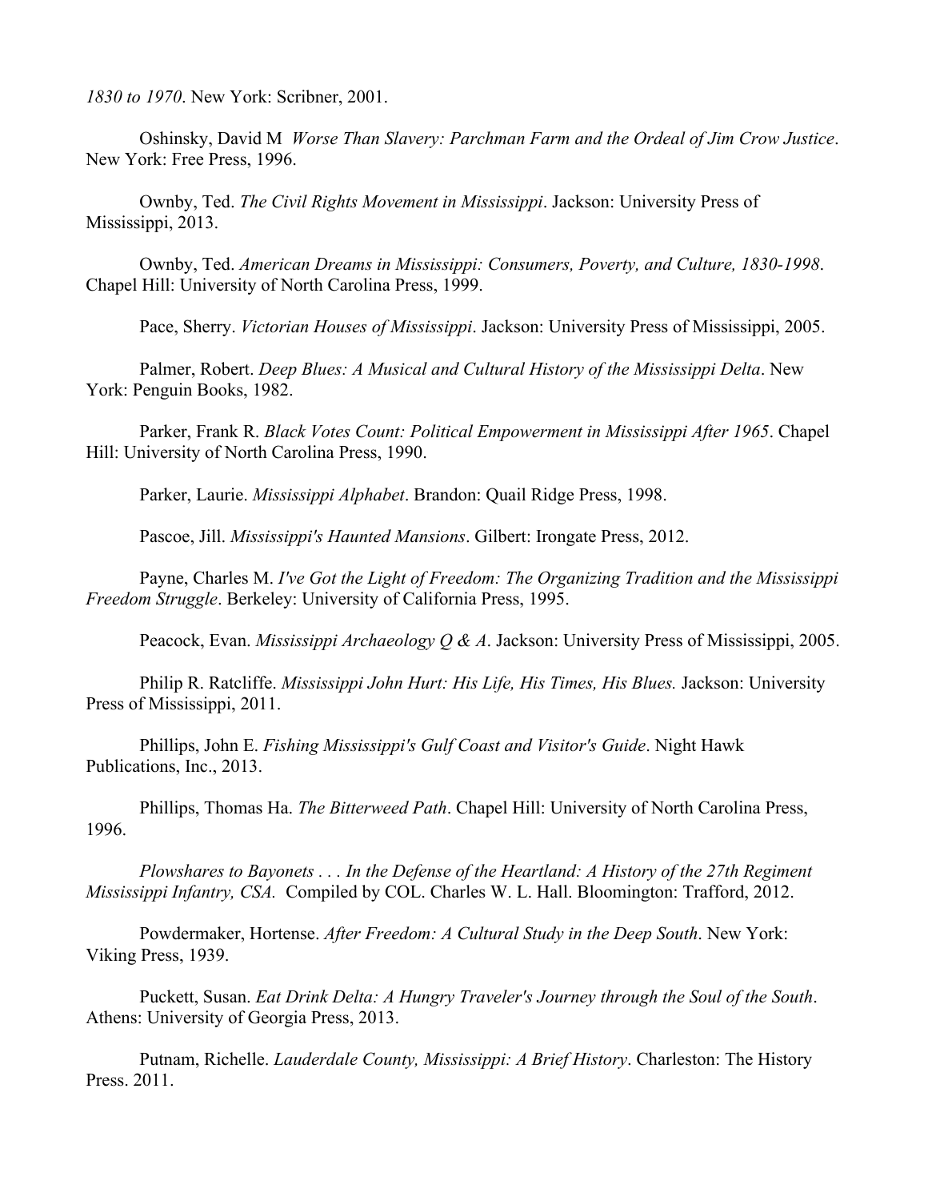*1830 to 1970*. New York: Scribner, 2001.

Oshinsky, David M *Worse Than Slavery: Parchman Farm and the Ordeal of Jim Crow Justice*. New York: Free Press, 1996.

Ownby, Ted. *The Civil Rights Movement in Mississippi*. Jackson: University Press of Mississippi, 2013.

Ownby, Ted. *American Dreams in Mississippi: Consumers, Poverty, and Culture, 1830-1998*. Chapel Hill: University of North Carolina Press, 1999.

Pace, Sherry. *Victorian Houses of Mississippi*. Jackson: University Press of Mississippi, 2005.

Palmer, Robert. *Deep Blues: A Musical and Cultural History of the Mississippi Delta*. New York: Penguin Books, 1982.

Parker, Frank R. *Black Votes Count: Political Empowerment in Mississippi After 1965*. Chapel Hill: University of North Carolina Press, 1990.

Parker, Laurie. *Mississippi Alphabet*. Brandon: Quail Ridge Press, 1998.

Pascoe, Jill. *Mississippi's Haunted Mansions*. Gilbert: Irongate Press, 2012.

Payne, Charles M. *I've Got the Light of Freedom: The Organizing Tradition and the Mississippi Freedom Struggle*. Berkeley: University of California Press, 1995.

Peacock, Evan. *Mississippi Archaeology Q & A*. Jackson: University Press of Mississippi, 2005.

Philip R. Ratcliffe. *Mississippi John Hurt: His Life, His Times, His Blues.* Jackson: University Press of Mississippi, 2011.

Phillips, John E. *Fishing Mississippi's Gulf Coast and Visitor's Guide*. Night Hawk Publications, Inc., 2013.

Phillips, Thomas Ha. *The Bitterweed Path*. Chapel Hill: University of North Carolina Press, 1996.

*Plowshares to Bayonets . . . In the Defense of the Heartland: A History of the 27th Regiment Mississippi Infantry, CSA.* Compiled by COL. Charles W. L. Hall. Bloomington: Trafford, 2012.

Powdermaker, Hortense. *After Freedom: A Cultural Study in the Deep South*. New York: Viking Press, 1939.

Puckett, Susan. *Eat Drink Delta: A Hungry Traveler's Journey through the Soul of the South*. Athens: University of Georgia Press, 2013.

Putnam, Richelle. *Lauderdale County, Mississippi: A Brief History*. Charleston: The History Press. 2011.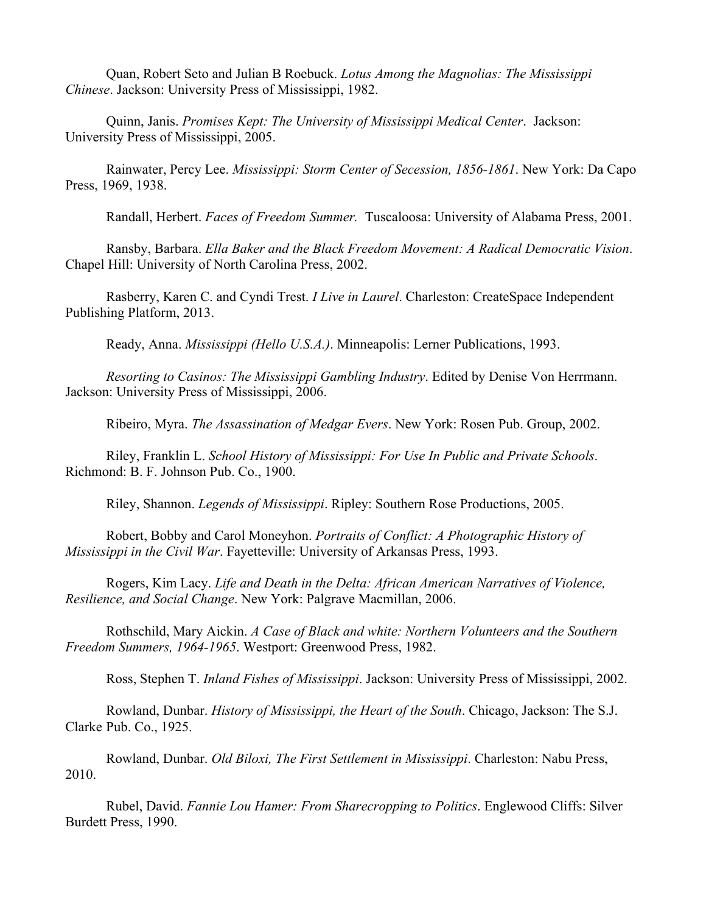Quan, Robert Seto and Julian B Roebuck. *Lotus Among the Magnolias: The Mississippi Chinese*. Jackson: University Press of Mississippi, 1982.

Quinn, Janis. *Promises Kept: The University of Mississippi Medical Center*. Jackson: University Press of Mississippi, 2005.

Rainwater, Percy Lee. *Mississippi: Storm Center of Secession, 1856-1861*. New York: Da Capo Press, 1969, 1938.

Randall, Herbert. *Faces of Freedom Summer.* Tuscaloosa: University of Alabama Press, 2001.

Ransby, Barbara. *Ella Baker and the Black Freedom Movement: A Radical Democratic Vision*. Chapel Hill: University of North Carolina Press, 2002.

Rasberry, Karen C. and Cyndi Trest. *I Live in Laurel*. Charleston: CreateSpace Independent Publishing Platform, 2013.

Ready, Anna. *Mississippi (Hello U.S.A.)*. Minneapolis: Lerner Publications, 1993.

*Resorting to Casinos: The Mississippi Gambling Industry*. Edited by Denise Von Herrmann. Jackson: University Press of Mississippi, 2006.

Ribeiro, Myra. *The Assassination of Medgar Evers*. New York: Rosen Pub. Group, 2002.

Riley, Franklin L. *School History of Mississippi: For Use In Public and Private Schools*. Richmond: B. F. Johnson Pub. Co., 1900.

Riley, Shannon. *Legends of Mississippi*. Ripley: Southern Rose Productions, 2005.

Robert, Bobby and Carol Moneyhon. *Portraits of Conflict: A Photographic History of Mississippi in the Civil War*. Fayetteville: University of Arkansas Press, 1993.

Rogers, Kim Lacy. *Life and Death in the Delta: African American Narratives of Violence, Resilience, and Social Change*. New York: Palgrave Macmillan, 2006.

Rothschild, Mary Aickin. *A Case of Black and white: Northern Volunteers and the Southern Freedom Summers, 1964-1965*. Westport: Greenwood Press, 1982.

Ross, Stephen T. *Inland Fishes of Mississippi*. Jackson: University Press of Mississippi, 2002.

Rowland, Dunbar. *History of Mississippi, the Heart of the South*. Chicago, Jackson: The S.J. Clarke Pub. Co., 1925.

Rowland, Dunbar. *Old Biloxi, The First Settlement in Mississippi*. Charleston: Nabu Press, 2010.

Rubel, David. *Fannie Lou Hamer: From Sharecropping to Politics*. Englewood Cliffs: Silver Burdett Press, 1990.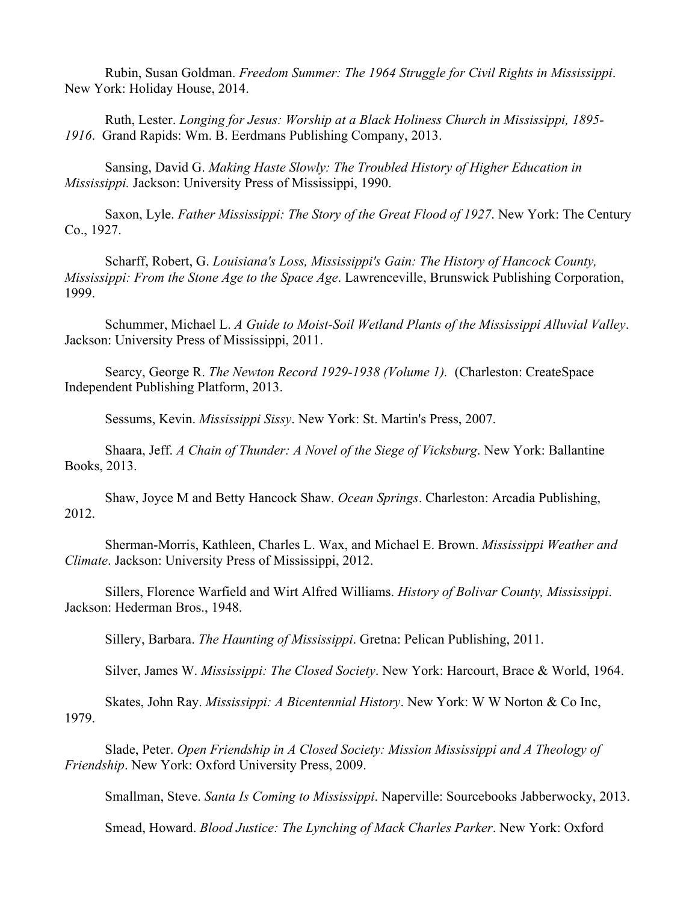Rubin, Susan Goldman. *Freedom Summer: The 1964 Struggle for Civil Rights in Mississippi*. New York: Holiday House, 2014.

Ruth, Lester. *Longing for Jesus: Worship at a Black Holiness Church in Mississippi, 1895-1916*. Grand Rapids: Wm. B. Eerdmans Publishing Company, 2013.

Sansing, David G. *Making Haste Slowly: The Troubled History of Higher Education in Mississippi.* Jackson: University Press of Mississippi, 1990.

Saxon, Lyle. *Father Mississippi: The Story of the Great Flood of 1927*. New York: The Century Co., 1927.

Scharff, Robert, G. *Louisiana's Loss, Mississippi's Gain: The History of Hancock County, Mississippi: From the Stone Age to the Space Age*. Lawrenceville, Brunswick Publishing Corporation, 1999.

Schummer, Michael L. *A Guide to Moist-Soil Wetland Plants of the Mississippi Alluvial Valley*. Jackson: University Press of Mississippi, 2011.

Searcy, George R. *The Newton Record 1929-1938 (Volume 1).* (Charleston: CreateSpace Independent Publishing Platform, 2013.

Sessums, Kevin. *Mississippi Sissy*. New York: St. Martin's Press, 2007.

Shaara, Jeff. *A Chain of Thunder: A Novel of the Siege of Vicksburg*. New York: Ballantine Books, 2013.

Shaw, Joyce M and Betty Hancock Shaw. *Ocean Springs*. Charleston: Arcadia Publishing, 2012.

Sherman-Morris, Kathleen, Charles L. Wax, and Michael E. Brown. *Mississippi Weather and Climate*. Jackson: University Press of Mississippi, 2012.

Sillers, Florence Warfield and Wirt Alfred Williams. *History of Bolivar County, Mississippi*. Jackson: Hederman Bros., 1948.

Sillery, Barbara. *The Haunting of Mississippi*. Gretna: Pelican Publishing, 2011.

Silver, James W. *Mississippi: The Closed Society*. New York: Harcourt, Brace & World, 1964.

Skates, John Ray. *Mississippi: A Bicentennial History*. New York: W W Norton & Co Inc, 1979.

Slade, Peter. *Open Friendship in A Closed Society: Mission Mississippi and A Theology of Friendship*. New York: Oxford University Press, 2009.

Smallman, Steve. *Santa Is Coming to Mississippi*. Naperville: Sourcebooks Jabberwocky, 2013.

Smead, Howard. *Blood Justice: The Lynching of Mack Charles Parker*. New York: Oxford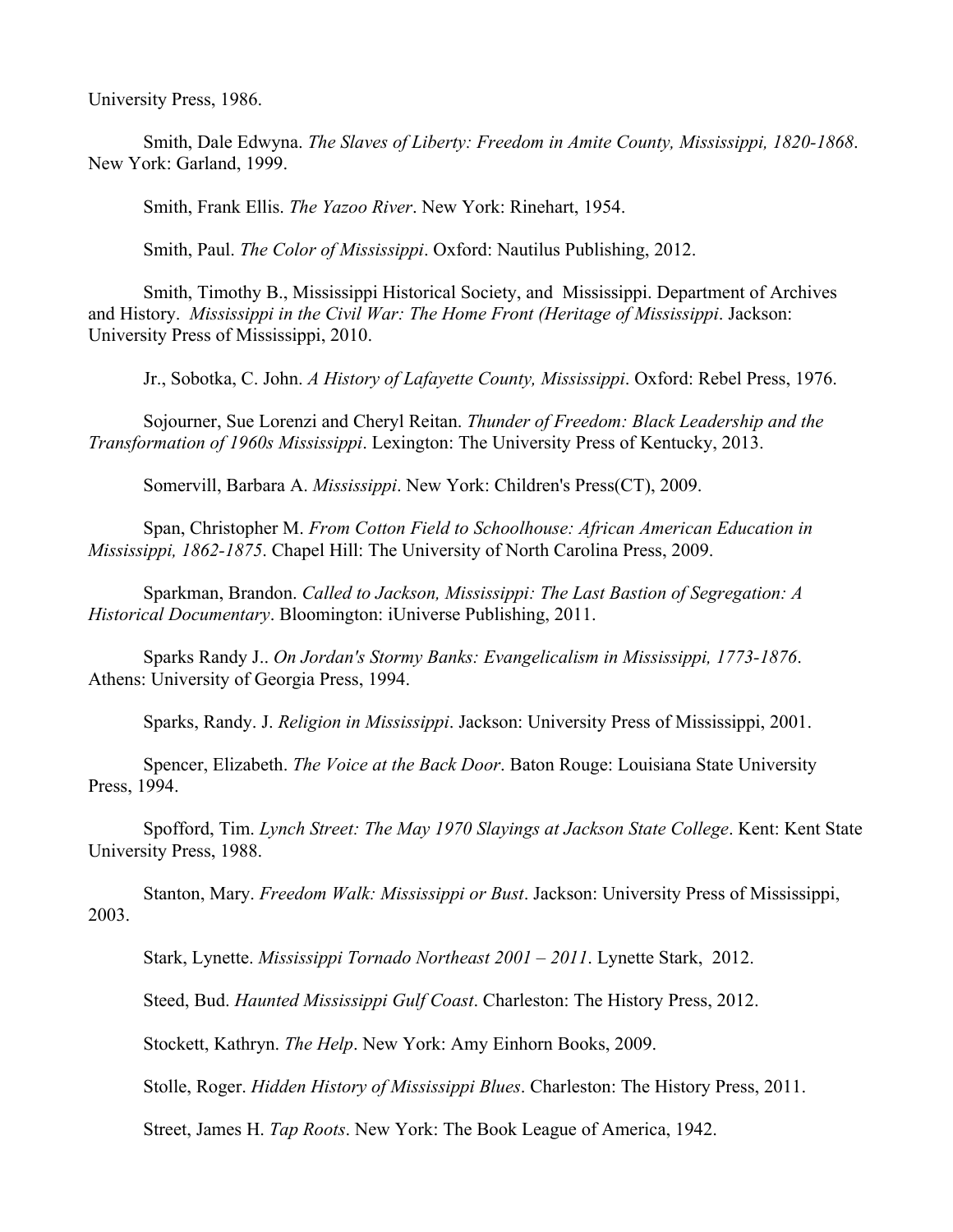University Press, 1986.

Smith, Dale Edwyna. *The Slaves of Liberty: Freedom in Amite County, Mississippi, 1820-1868*. New York: Garland, 1999.

Smith, Frank Ellis. *The Yazoo River*. New York: Rinehart, 1954.

Smith, Paul. *The Color of Mississippi*. Oxford: Nautilus Publishing, 2012.

Smith, Timothy B., Mississippi Historical Society, and Mississippi. Department of Archives and History. *Mississippi in the Civil War: The Home Front (Heritage of Mississippi*. Jackson: University Press of Mississippi, 2010.

Jr., Sobotka, C. John. *A History of Lafayette County, Mississippi*. Oxford: Rebel Press, 1976.

Sojourner, Sue Lorenzi and Cheryl Reitan. *Thunder of Freedom: Black Leadership and the Transformation of 1960s Mississippi*. Lexington: The University Press of Kentucky, 2013.

Somervill, Barbara A. *Mississippi*. New York: Children's Press(CT), 2009.

Span, Christopher M. *From Cotton Field to Schoolhouse: African American Education in Mississippi, 1862-1875*. Chapel Hill: The University of North Carolina Press, 2009.

Sparkman, Brandon. *Called to Jackson, Mississippi: The Last Bastion of Segregation: A Historical Documentary*. Bloomington: iUniverse Publishing, 2011.

Sparks Randy J.. *On Jordan's Stormy Banks: Evangelicalism in Mississippi, 1773-1876*. Athens: University of Georgia Press, 1994.

Sparks, Randy. J. *Religion in Mississippi*. Jackson: University Press of Mississippi, 2001.

Spencer, Elizabeth. *The Voice at the Back Door*. Baton Rouge: Louisiana State University Press, 1994.

Spofford, Tim. *Lynch Street: The May 1970 Slayings at Jackson State College*. Kent: Kent State University Press, 1988.

Stanton, Mary. *Freedom Walk: Mississippi or Bust*. Jackson: University Press of Mississippi, 2003.

Stark, Lynette. *Mississippi Tornado Northeast 2001 – 2011*. Lynette Stark, 2012.

Steed, Bud. *Haunted Mississippi Gulf Coast*. Charleston: The History Press, 2012.

Stockett, Kathryn. *The Help*. New York: Amy Einhorn Books, 2009.

Stolle, Roger. *Hidden History of Mississippi Blues*. Charleston: The History Press, 2011.

Street, James H. *Tap Roots*. New York: The Book League of America, 1942.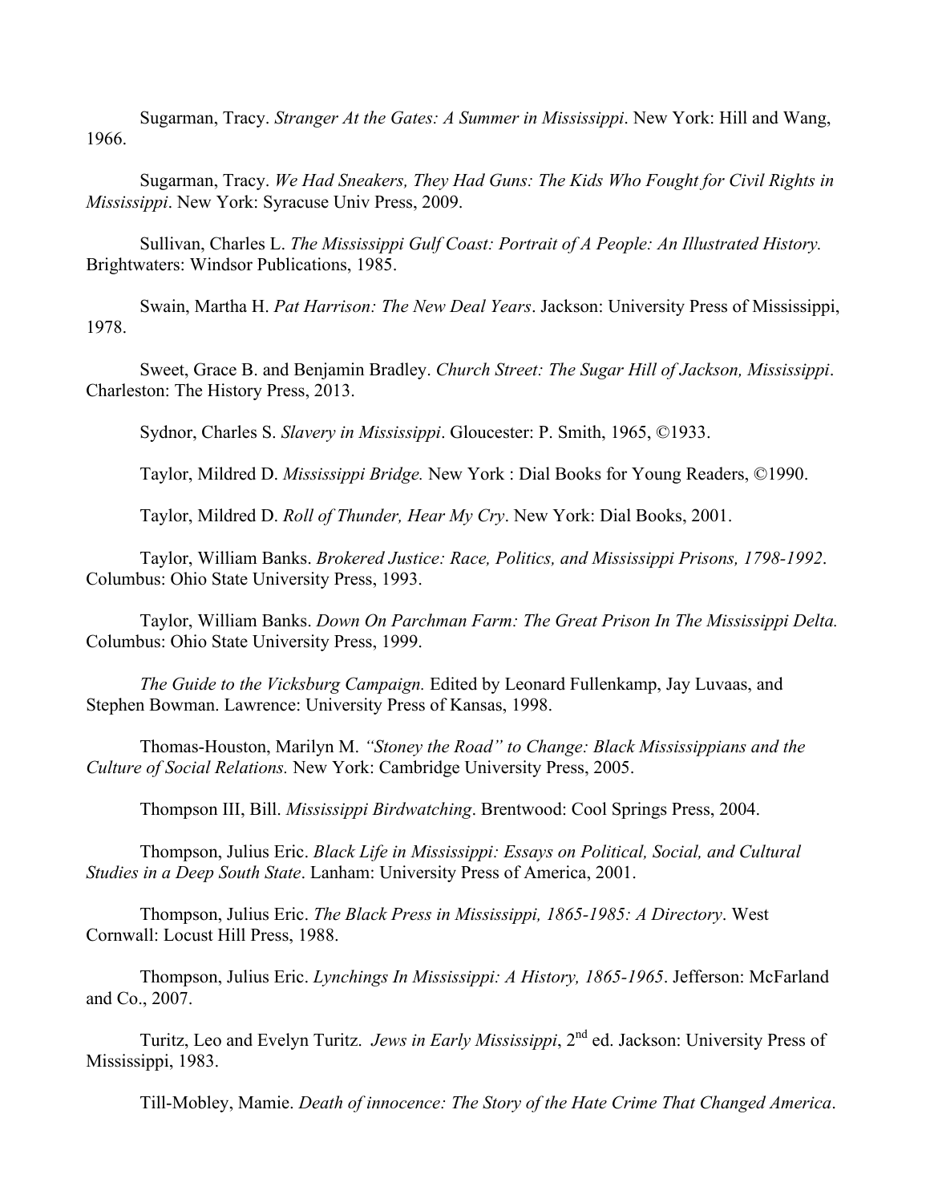Sugarman, Tracy. *Stranger At the Gates: A Summer in Mississippi*. New York: Hill and Wang, 1966.

Sugarman, Tracy. *We Had Sneakers, They Had Guns: The Kids Who Fought for Civil Rights in Mississippi*. New York: Syracuse Univ Press, 2009.

Sullivan, Charles L. *The Mississippi Gulf Coast: Portrait of A People: An Illustrated History.* Brightwaters: Windsor Publications, 1985.

Swain, Martha H. *Pat Harrison: The New Deal Years*. Jackson: University Press of Mississippi, 1978.

Sweet, Grace B. and Benjamin Bradley. *Church Street: The Sugar Hill of Jackson, Mississippi*. Charleston: The History Press, 2013.

Sydnor, Charles S. *Slavery in Mississippi*. Gloucester: P. Smith, 1965, ©1933.

Taylor, Mildred D. *Mississippi Bridge.* New York : Dial Books for Young Readers, ©1990.

Taylor, Mildred D. *Roll of Thunder, Hear My Cry*. New York: Dial Books, 2001.

Taylor, William Banks. *Brokered Justice: Race, Politics, and Mississippi Prisons, 1798-1992*. Columbus: Ohio State University Press, 1993.

Taylor, William Banks. *Down On Parchman Farm: The Great Prison In The Mississippi Delta.* Columbus: Ohio State University Press, 1999.

*The Guide to the Vicksburg Campaign.* Edited by Leonard Fullenkamp, Jay Luvaas, and Stephen Bowman. Lawrence: University Press of Kansas, 1998.

Thomas-Houston, Marilyn M. *"Stoney the Road" to Change: Black Mississippians and the Culture of Social Relations.* New York: Cambridge University Press, 2005.

Thompson III, Bill. *Mississippi Birdwatching*. Brentwood: Cool Springs Press, 2004.

Thompson, Julius Eric. *Black Life in Mississippi: Essays on Political, Social, and Cultural Studies in a Deep South State*. Lanham: University Press of America, 2001.

Thompson, Julius Eric. *The Black Press in Mississippi, 1865-1985: A Directory*. West Cornwall: Locust Hill Press, 1988.

Thompson, Julius Eric. *Lynchings In Mississippi: A History, 1865-1965*. Jefferson: McFarland and Co., 2007.

Turitz, Leo and Evelyn Turitz. *Jews in Early Mississippi*, 2nd ed. Jackson: University Press of Mississippi, 1983.

Till-Mobley, Mamie. *Death of innocence: The Story of the Hate Crime That Changed America*.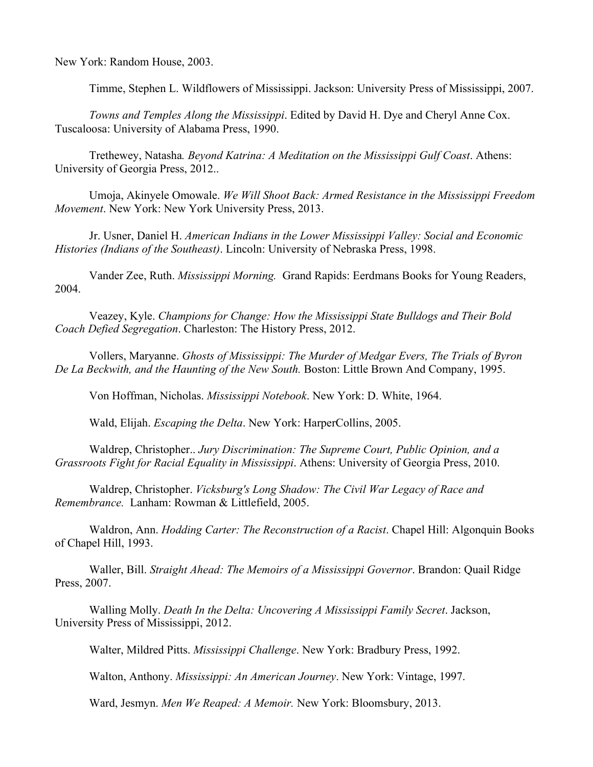New York: Random House, 2003.

Timme, Stephen L. Wildflowers of Mississippi. Jackson: University Press of Mississippi, 2007.

*Towns and Temples Along the Mississippi*. Edited by David H. Dye and Cheryl Anne Cox. Tuscaloosa: University of Alabama Press, 1990.

Trethewey, Natasha*. Beyond Katrina: A Meditation on the Mississippi Gulf Coast*. Athens: University of Georgia Press, 2012..

Umoja, Akinyele Omowale. *We Will Shoot Back: Armed Resistance in the Mississippi Freedom Movement*. New York: New York University Press, 2013.

Jr. Usner, Daniel H. *American Indians in the Lower Mississippi Valley: Social and Economic Histories (Indians of the Southeast)*. Lincoln: University of Nebraska Press, 1998.

Vander Zee, Ruth. *Mississippi Morning.* Grand Rapids: Eerdmans Books for Young Readers, 2004.

Veazey, Kyle. *Champions for Change: How the Mississippi State Bulldogs and Their Bold Coach Defied Segregation*. Charleston: The History Press, 2012.

Vollers, Maryanne. *Ghosts of Mississippi: The Murder of Medgar Evers, The Trials of Byron De La Beckwith, and the Haunting of the New South.* Boston: Little Brown And Company, 1995.

Von Hoffman, Nicholas. *Mississippi Notebook*. New York: D. White, 1964.

Wald, Elijah. *Escaping the Delta*. New York: HarperCollins, 2005.

Waldrep, Christopher.. *Jury Discrimination: The Supreme Court, Public Opinion, and a Grassroots Fight for Racial Equality in Mississippi*. Athens: University of Georgia Press, 2010.

Waldrep, Christopher. *Vicksburg's Long Shadow: The Civil War Legacy of Race and Remembrance.* Lanham: Rowman & Littlefield, 2005.

Waldron, Ann. *Hodding Carter: The Reconstruction of a Racist*. Chapel Hill: Algonquin Books of Chapel Hill, 1993.

Waller, Bill. *Straight Ahead: The Memoirs of a Mississippi Governor*. Brandon: Quail Ridge Press, 2007.

Walling Molly. *Death In the Delta: Uncovering A Mississippi Family Secret*. Jackson, University Press of Mississippi, 2012.

Walter, Mildred Pitts. *Mississippi Challenge*. New York: Bradbury Press, 1992.

Walton, Anthony. *Mississippi: An American Journey*. New York: Vintage, 1997.

Ward, Jesmyn. *Men We Reaped: A Memoir.* New York: Bloomsbury, 2013.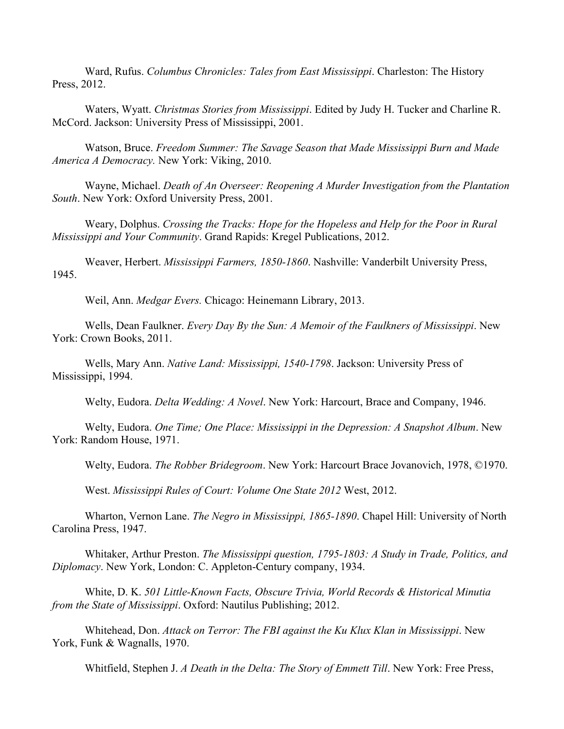Ward, Rufus. *Columbus Chronicles: Tales from East Mississippi*. Charleston: The History Press, 2012.

Waters, Wyatt. *Christmas Stories from Mississippi*. Edited by Judy H. Tucker and Charline R. McCord. Jackson: University Press of Mississippi, 2001.

Watson, Bruce. *Freedom Summer: The Savage Season that Made Mississippi Burn and Made America A Democracy.* New York: Viking, 2010.

Wayne, Michael. *Death of An Overseer: Reopening A Murder Investigation from the Plantation South*. New York: Oxford University Press, 2001.

Weary, Dolphus. *Crossing the Tracks: Hope for the Hopeless and Help for the Poor in Rural Mississippi and Your Community*. Grand Rapids: Kregel Publications, 2012.

Weaver, Herbert. *Mississippi Farmers, 1850-1860*. Nashville: Vanderbilt University Press, 1945.

Weil, Ann. *Medgar Evers.* Chicago: Heinemann Library, 2013.

Wells, Dean Faulkner. *Every Day By the Sun: A Memoir of the Faulkners of Mississippi*. New York: Crown Books, 2011.

Wells, Mary Ann. *Native Land: Mississippi, 1540-1798*. Jackson: University Press of Mississippi, 1994.

Welty, Eudora. *Delta Wedding: A Novel*. New York: Harcourt, Brace and Company, 1946.

Welty, Eudora. *One Time; One Place: Mississippi in the Depression: A Snapshot Album*. New York: Random House, 1971.

Welty, Eudora. *The Robber Bridegroom*. New York: Harcourt Brace Jovanovich, 1978, ©1970.

West. *Mississippi Rules of Court: Volume One State 2012* West, 2012.

Wharton, Vernon Lane. *The Negro in Mississippi, 1865-1890*. Chapel Hill: University of North Carolina Press, 1947.

Whitaker, Arthur Preston. *The Mississippi question, 1795-1803: A Study in Trade, Politics, and Diplomacy*. New York, London: C. Appleton-Century company, 1934.

White, D. K. *501 Little-Known Facts, Obscure Trivia, World Records & Historical Minutia from the State of Mississippi*. Oxford: Nautilus Publishing; 2012.

Whitehead, Don. *Attack on Terror: The FBI against the Ku Klux Klan in Mississippi*. New York, Funk & Wagnalls, 1970.

Whitfield, Stephen J. *A Death in the Delta: The Story of Emmett Till*. New York: Free Press,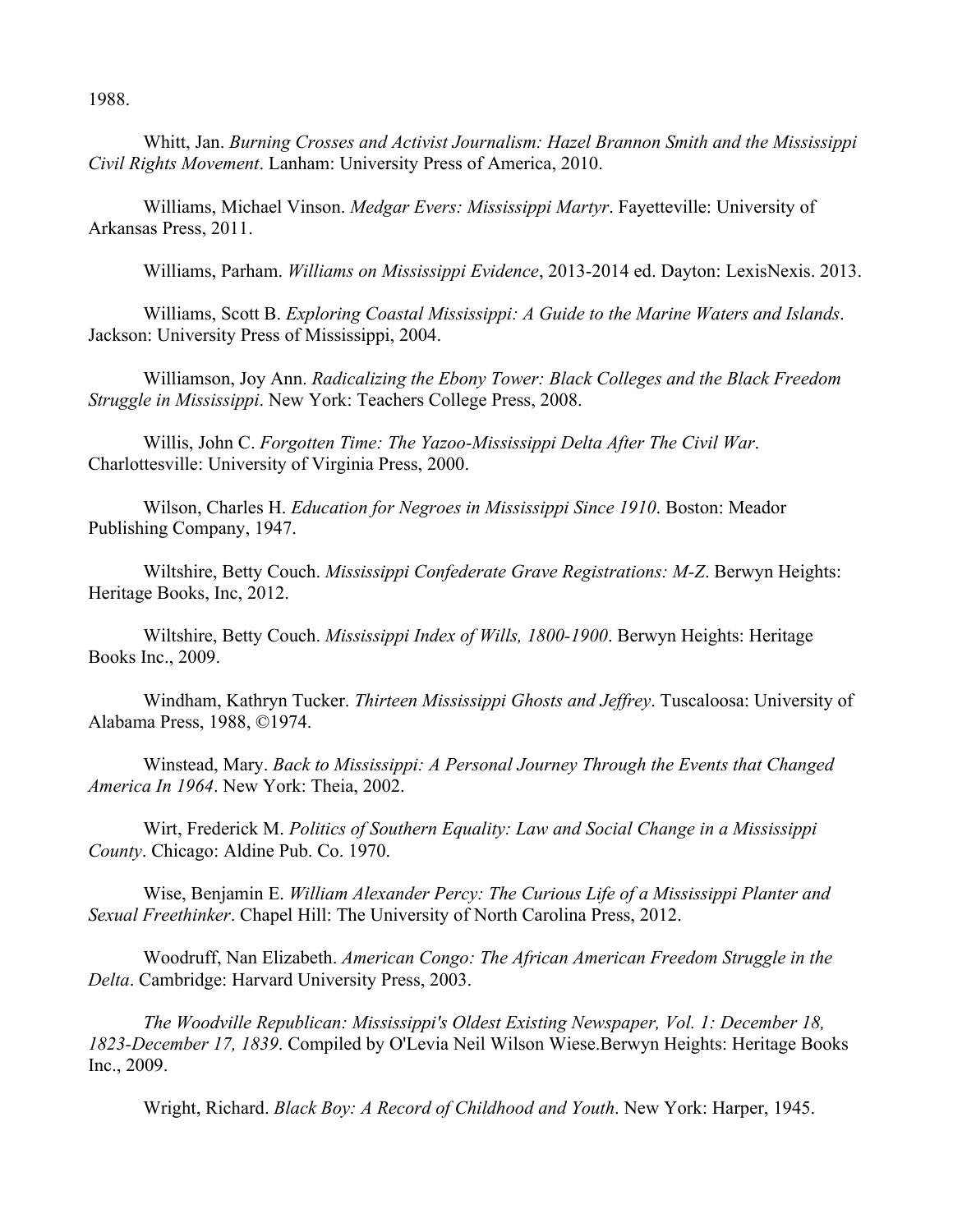1988.

Whitt, Jan. *Burning Crosses and Activist Journalism: Hazel Brannon Smith and the Mississippi Civil Rights Movement*. Lanham: University Press of America, 2010.

Williams, Michael Vinson. *Medgar Evers: Mississippi Martyr*. Fayetteville: University of Arkansas Press, 2011.

Williams, Parham. *Williams on Mississippi Evidence*, 2013-2014 ed. Dayton: LexisNexis. 2013.

Williams, Scott B. *Exploring Coastal Mississippi: A Guide to the Marine Waters and Islands*. Jackson: University Press of Mississippi, 2004.

Williamson, Joy Ann. *Radicalizing the Ebony Tower: Black Colleges and the Black Freedom Struggle in Mississippi*. New York: Teachers College Press, 2008.

Willis, John C. *Forgotten Time: The Yazoo-Mississippi Delta After The Civil War*. Charlottesville: University of Virginia Press, 2000.

Wilson, Charles H. *Education for Negroes in Mississippi Since 1910*. Boston: Meador Publishing Company, 1947.

Wiltshire, Betty Couch. *Mississippi Confederate Grave Registrations: M-Z*. Berwyn Heights: Heritage Books, Inc, 2012.

Wiltshire, Betty Couch. *Mississippi Index of Wills, 1800-1900*. Berwyn Heights: Heritage Books Inc., 2009.

Windham, Kathryn Tucker. *Thirteen Mississippi Ghosts and Jeffrey*. Tuscaloosa: University of Alabama Press, 1988, ©1974.

Winstead, Mary. *Back to Mississippi: A Personal Journey Through the Events that Changed America In 1964*. New York: Theia, 2002.

Wirt, Frederick M. *Politics of Southern Equality: Law and Social Change in a Mississippi County*. Chicago: Aldine Pub. Co. 1970.

Wise, Benjamin E. *William Alexander Percy: The Curious Life of a Mississippi Planter and Sexual Freethinker*. Chapel Hill: The University of North Carolina Press, 2012.

Woodruff, Nan Elizabeth. *American Congo: The African American Freedom Struggle in the Delta*. Cambridge: Harvard University Press, 2003.

*The Woodville Republican: Mississippi's Oldest Existing Newspaper, Vol. 1: December 18, 1823-December 17, 1839*. Compiled by O'Levia Neil Wilson Wiese.Berwyn Heights: Heritage Books Inc., 2009.

Wright, Richard. *Black Boy: A Record of Childhood and Youth*. New York: Harper, 1945.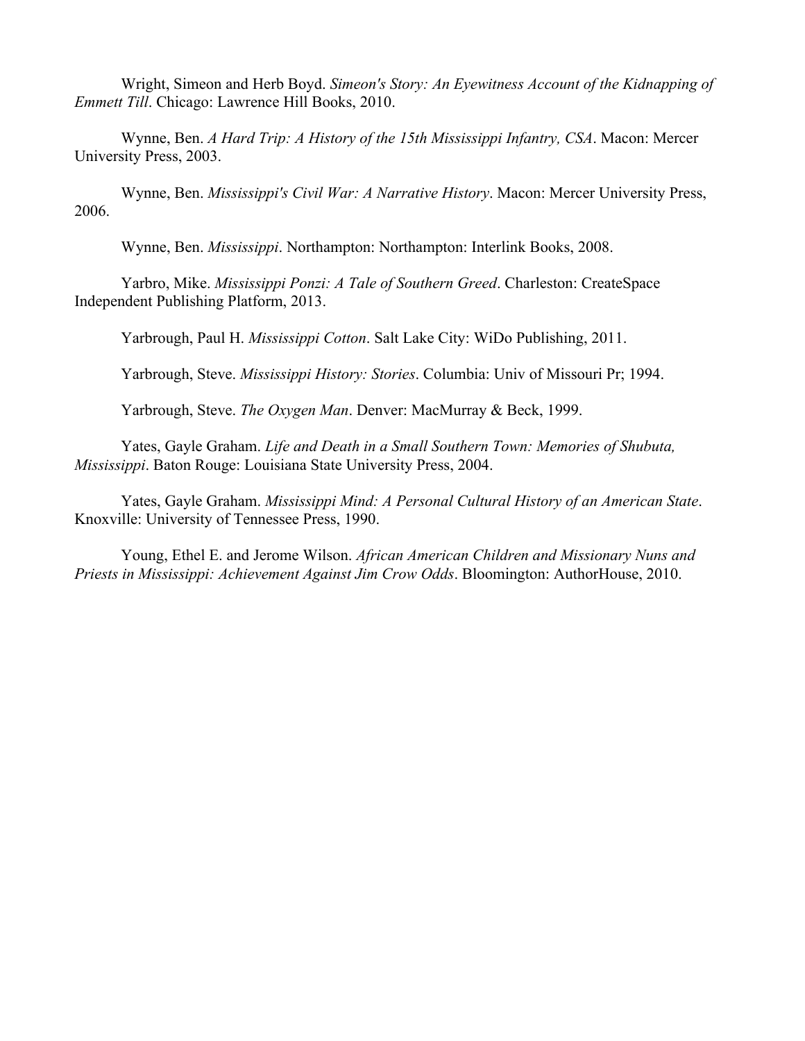Wright, Simeon and Herb Boyd. *Simeon's Story: An Eyewitness Account of the Kidnapping of Emmett Till*. Chicago: Lawrence Hill Books, 2010.

Wynne, Ben. *A Hard Trip: A History of the 15th Mississippi Infantry, CSA*. Macon: Mercer University Press, 2003.

Wynne, Ben. *Mississippi's Civil War: A Narrative History*. Macon: Mercer University Press, 2006.

Wynne, Ben. *Mississippi*. Northampton: Northampton: Interlink Books, 2008.

Yarbro, Mike. *Mississippi Ponzi: A Tale of Southern Greed*. Charleston: CreateSpace Independent Publishing Platform, 2013.

Yarbrough, Paul H. *Mississippi Cotton*. Salt Lake City: WiDo Publishing, 2011.

Yarbrough, Steve. *Mississippi History: Stories*. Columbia: Univ of Missouri Pr; 1994.

Yarbrough, Steve. *The Oxygen Man*. Denver: MacMurray & Beck, 1999.

Yates, Gayle Graham. *Life and Death in a Small Southern Town: Memories of Shubuta, Mississippi*. Baton Rouge: Louisiana State University Press, 2004.

Yates, Gayle Graham. *Mississippi Mind: A Personal Cultural History of an American State*. Knoxville: University of Tennessee Press, 1990.

Young, Ethel E. and Jerome Wilson. *African American Children and Missionary Nuns and Priests in Mississippi: Achievement Against Jim Crow Odds*. Bloomington: AuthorHouse, 2010.